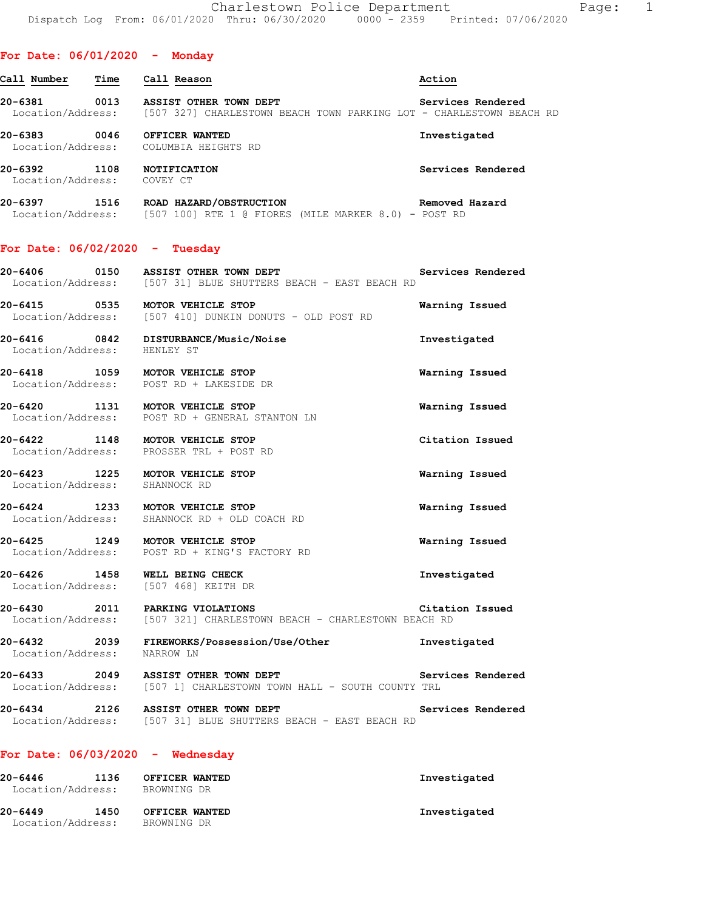Charlestown Police Department
Dispatch Log From: 06/01/2020 Thru: 06/30/2020 0000 - 2359 Printed: 07/06/2020

## For Date: 06/01/2020 - Monday

| Call Number | Time | Call Reason | Action |
|---|---|---|---|
| 20-6381 | 0013 | ASSIST OTHER TOWN DEPT | Services Rendered |
| Location/Address: | | [507 327] CHARLESTOWN BEACH TOWN PARKING LOT - CHARLESTOWN BEACH RD | |
| 20-6383 | 0046 | OFFICER WANTED | Investigated |
| Location/Address: | | COLUMBIA HEIGHTS RD | |
| 20-6392 | 1108 | NOTIFICATION | Services Rendered |
| Location/Address: | | COVEY CT | |
| 20-6397 | 1516 | ROAD HAZARD/OBSTRUCTION | Removed Hazard |
| Location/Address: | | [507 100] RTE 1 @ FIORES (MILE MARKER 8.0) - POST RD | |

## For Date: 06/02/2020 - Tuesday

| Call Number | Time | Call Reason | Action |
|---|---|---|---|
| 20-6406 | 0150 | ASSIST OTHER TOWN DEPT | Services Rendered |
| Location/Address: | | [507 31] BLUE SHUTTERS BEACH - EAST BEACH RD | |
| 20-6415 | 0535 | MOTOR VEHICLE STOP | Warning Issued |
| Location/Address: | | [507 410] DUNKIN DONUTS - OLD POST RD | |
| 20-6416 | 0842 | DISTURBANCE/Music/Noise | Investigated |
| Location/Address: | | HENLEY ST | |
| 20-6418 | 1059 | MOTOR VEHICLE STOP | Warning Issued |
| Location/Address: | | POST RD + LAKESIDE DR | |
| 20-6420 | 1131 | MOTOR VEHICLE STOP | Warning Issued |
| Location/Address: | | POST RD + GENERAL STANTON LN | |
| 20-6422 | 1148 | MOTOR VEHICLE STOP | Citation Issued |
| Location/Address: | | PROSSER TRL + POST RD | |
| 20-6423 | 1225 | MOTOR VEHICLE STOP | Warning Issued |
| Location/Address: | | SHANNOCK RD | |
| 20-6424 | 1233 | MOTOR VEHICLE STOP | Warning Issued |
| Location/Address: | | SHANNOCK RD + OLD COACH RD | |
| 20-6425 | 1249 | MOTOR VEHICLE STOP | Warning Issued |
| Location/Address: | | POST RD + KING'S FACTORY RD | |
| 20-6426 | 1458 | WELL BEING CHECK | Investigated |
| Location/Address: | | [507 468] KEITH DR | |
| 20-6430 | 2011 | PARKING VIOLATIONS | Citation Issued |
| Location/Address: | | [507 321] CHARLESTOWN BEACH - CHARLESTOWN BEACH RD | |
| 20-6432 | 2039 | FIREWORKS/Possession/Use/Other | Investigated |
| Location/Address: | | NARROW LN | |
| 20-6433 | 2049 | ASSIST OTHER TOWN DEPT | Services Rendered |
| Location/Address: | | [507 1] CHARLESTOWN TOWN HALL - SOUTH COUNTY TRL | |
| 20-6434 | 2126 | ASSIST OTHER TOWN DEPT | Services Rendered |
| Location/Address: | | [507 31] BLUE SHUTTERS BEACH - EAST BEACH RD | |

## For Date: 06/03/2020 - Wednesday

| Call Number | Time | Call Reason | Action |
|---|---|---|---|
| 20-6446 | 1136 | OFFICER WANTED | Investigated |
| Location/Address: | | BROWNING DR | |
| 20-6449 | 1450 | OFFICER WANTED | Investigated |
| Location/Address: | | BROWNING DR | |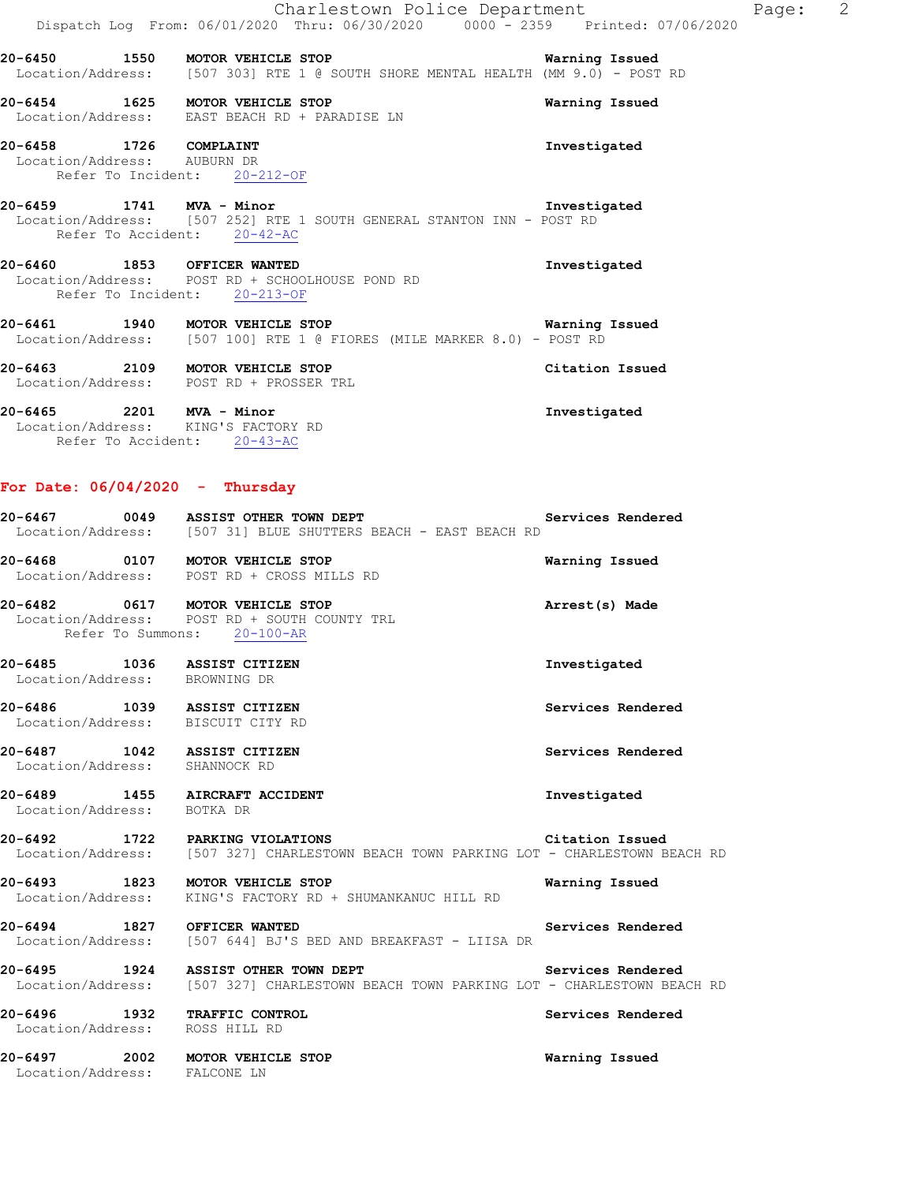20-6450 1550 MOTOR VEHICLE STOP Warning Issued
Location/Address: [507 303] RTE 1 @ SOUTH SHORE MENTAL HEALTH (MM 9.0) - POST RD

20-6454 1625 MOTOR VEHICLE STOP Warning Issued
Location/Address: EAST BEACH RD + PARADISE LN

20-6458 1726 COMPLAINT Investigated
Location/Address: AUBURN DR
Refer To Incident: 20-212-OF

20-6459 1741 MVA - Minor Investigated
Location/Address: [507 252] RTE 1 SOUTH GENERAL STANTON INN - POST RD
Refer To Accident: 20-42-AC

20-6460 1853 OFFICER WANTED Investigated
Location/Address: POST RD + SCHOOLHOUSE POND RD
Refer To Incident: 20-213-OF

20-6461 1940 MOTOR VEHICLE STOP Warning Issued
Location/Address: [507 100] RTE 1 @ FIORES (MILE MARKER 8.0) - POST RD

20-6463 2109 MOTOR VEHICLE STOP Citation Issued
Location/Address: POST RD + PROSSER TRL

20-6465 2201 MVA - Minor Investigated
Location/Address: KING'S FACTORY RD
Refer To Accident: 20-43-AC

**For Date: 06/04/2020 - Thursday**

20-6467 0049 ASSIST OTHER TOWN DEPT Services Rendered
Location/Address: [507 31] BLUE SHUTTERS BEACH - EAST BEACH RD

20-6468 0107 MOTOR VEHICLE STOP Warning Issued
Location/Address: POST RD + CROSS MILLS RD

20-6482 0617 MOTOR VEHICLE STOP Arrest(s) Made
Location/Address: POST RD + SOUTH COUNTY TRL
Refer To Summons: 20-100-AR

20-6485 1036 ASSIST CITIZEN Investigated
Location/Address: BROWNING DR

20-6486 1039 ASSIST CITIZEN Services Rendered
Location/Address: BISCUIT CITY RD

20-6487 1042 ASSIST CITIZEN Services Rendered
Location/Address: SHANNOCK RD

20-6489 1455 AIRCRAFT ACCIDENT Investigated
Location/Address: BOTKA DR

20-6492 1722 PARKING VIOLATIONS Citation Issued
Location/Address: [507 327] CHARLESTOWN BEACH TOWN PARKING LOT - CHARLESTOWN BEACH RD

20-6493 1823 MOTOR VEHICLE STOP Warning Issued
Location/Address: KING'S FACTORY RD + SHUMANKANUC HILL RD

20-6494 1827 OFFICER WANTED Services Rendered
Location/Address: [507 644] BJ'S BED AND BREAKFAST - LIISA DR

20-6495 1924 ASSIST OTHER TOWN DEPT Services Rendered
Location/Address: [507 327] CHARLESTOWN BEACH TOWN PARKING LOT - CHARLESTOWN BEACH RD

20-6496 1932 TRAFFIC CONTROL Services Rendered
Location/Address: ROSS HILL RD

20-6497 2002 MOTOR VEHICLE STOP Warning Issued
Location/Address: FALCONE LN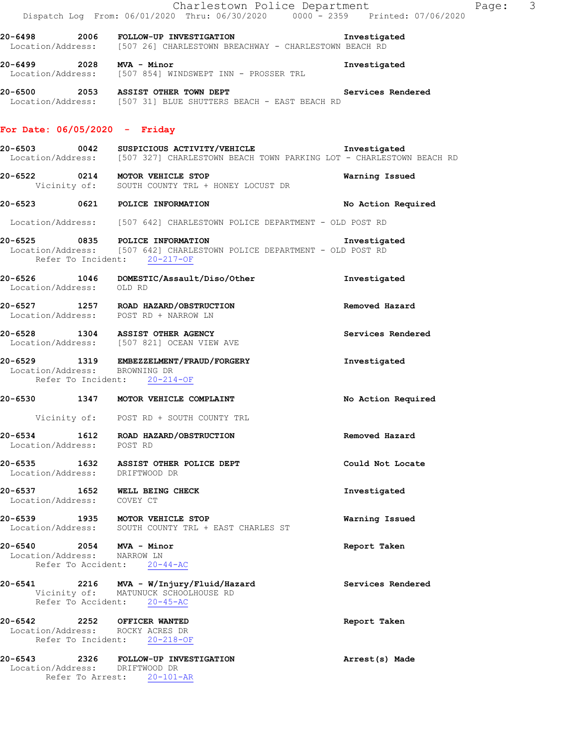**20-6498** 2006 **FOLLOW-UP INVESTIGATION** **Investigated**
Location/Address: [507 26] CHARLESTOWN BREACHWAY - CHARLESTOWN BEACH RD

**20-6499** 2028 **MVA - Minor** **Investigated**
Location/Address: [507 854] WINDSWEPT INN - PROSSER TRL

**20-6500** 2053 **ASSIST OTHER TOWN DEPT** **Services Rendered**
Location/Address: [507 31] BLUE SHUTTERS BEACH - EAST BEACH RD

## For Date: 06/05/2020 - Friday

**20-6503** 0042 **SUSPICIOUS ACTIVITY/VEHICLE** **Investigated**
Location/Address: [507 327] CHARLESTOWN BEACH TOWN PARKING LOT - CHARLESTOWN BEACH RD

**20-6522** 0214 **MOTOR VEHICLE STOP** **Warning Issued**
Vicinity of: SOUTH COUNTY TRL + HONEY LOCUST DR

**20-6523** 0621 **POLICE INFORMATION** **No Action Required**
Location/Address: [507 642] CHARLESTOWN POLICE DEPARTMENT - OLD POST RD

**20-6525** 0835 **POLICE INFORMATION** **Investigated**
Location/Address: [507 642] CHARLESTOWN POLICE DEPARTMENT - OLD POST RD
Refer To Incident: 20-217-OF

**20-6526** 1046 **DOMESTIC/Assault/Diso/Other** **Investigated**
Location/Address: OLD RD

**20-6527** 1257 **ROAD HAZARD/OBSTRUCTION** **Removed Hazard**
Location/Address: POST RD + NARROW LN

**20-6528** 1304 **ASSIST OTHER AGENCY** **Services Rendered**
Location/Address: [507 821] OCEAN VIEW AVE

**20-6529** 1319 **EMBEZZELMENT/FRAUD/FORGERY** **Investigated**
Location/Address: BROWNING DR
Refer To Incident: 20-214-OF

**20-6530** 1347 **MOTOR VEHICLE COMPLAINT** **No Action Required**
Vicinity of: POST RD + SOUTH COUNTY TRL

**20-6534** 1612 **ROAD HAZARD/OBSTRUCTION** **Removed Hazard**
Location/Address: POST RD

**20-6535** 1632 **ASSIST OTHER POLICE DEPT** **Could Not Locate**
Location/Address: DRIFTWOOD DR

**20-6537** 1652 **WELL BEING CHECK** **Investigated**
Location/Address: COVEY CT

**20-6539** 1935 **MOTOR VEHICLE STOP** **Warning Issued**
Location/Address: SOUTH COUNTY TRL + EAST CHARLES ST

**20-6540** 2054 **MVA - Minor** **Report Taken**
Location/Address: NARROW LN
Refer To Accident: 20-44-AC

**20-6541** 2216 **MVA - W/Injury/Fluid/Hazard** **Services Rendered**
Vicinity of: MATUNUCK SCHOOLHOUSE RD
Refer To Accident: 20-45-AC

**20-6542** 2252 **OFFICER WANTED** **Report Taken**
Location/Address: ROCKY ACRES DR
Refer To Incident: 20-218-OF

**20-6543** 2326 **FOLLOW-UP INVESTIGATION** **Arrest(s) Made**
Location/Address: DRIFTWOOD DR
Refer To Arrest: 20-101-AR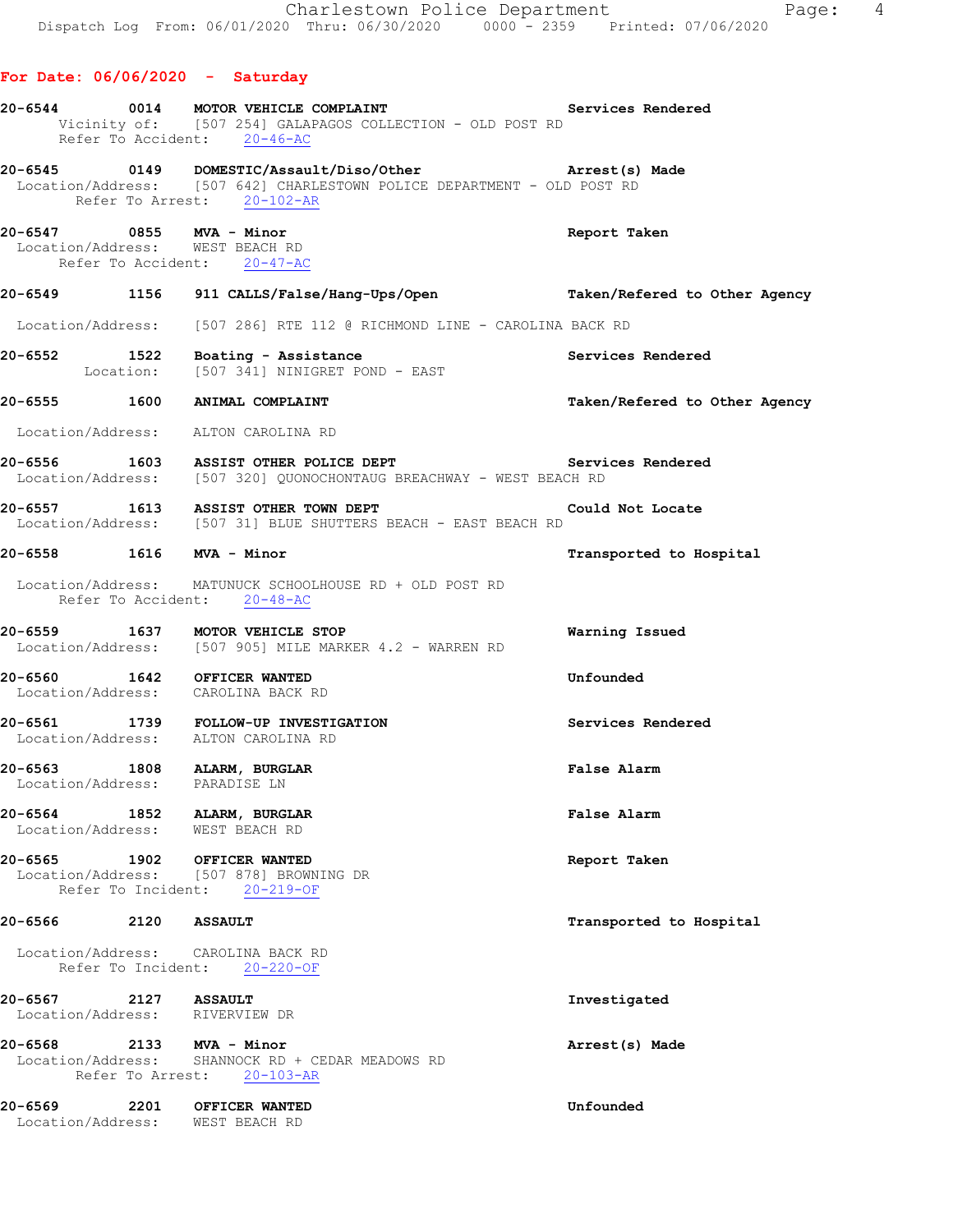**For Date: 06/06/2020 - Saturday**

**20-6544 0014 MOTOR VEHICLE COMPLAINT** — Services Rendered
Vicinity of: [507 254] GALAPAGOS COLLECTION - OLD POST RD
Refer To Accident: 20-46-AC

**20-6545 0149 DOMESTIC/Assault/Diso/Other** — Arrest(s) Made
Location/Address: [507 642] CHARLESTOWN POLICE DEPARTMENT - OLD POST RD
Refer To Arrest: 20-102-AR

**20-6547 0855 MVA - Minor** — Report Taken
Location/Address: WEST BEACH RD
Refer To Accident: 20-47-AC

**20-6549 1156 911 CALLS/False/Hang-Ups/Open** — Taken/Refered to Other Agency
Location/Address: [507 286] RTE 112 @ RICHMOND LINE - CAROLINA BACK RD

**20-6552 1522 Boating - Assistance** — Services Rendered
Location: [507 341] NINIGRET POND - EAST

**20-6555 1600 ANIMAL COMPLAINT** — Taken/Refered to Other Agency
Location/Address: ALTON CAROLINA RD

**20-6556 1603 ASSIST OTHER POLICE DEPT** — Services Rendered
Location/Address: [507 320] QUONOCHONTAUG BREACHWAY - WEST BEACH RD

**20-6557 1613 ASSIST OTHER TOWN DEPT** — Could Not Locate
Location/Address: [507 31] BLUE SHUTTERS BEACH - EAST BEACH RD

**20-6558 1616 MVA - Minor** — Transported to Hospital
Location/Address: MATUNUCK SCHOOLHOUSE RD + OLD POST RD
Refer To Accident: 20-48-AC

**20-6559 1637 MOTOR VEHICLE STOP** — Warning Issued
Location/Address: [507 905] MILE MARKER 4.2 - WARREN RD

**20-6560 1642 OFFICER WANTED** — Unfounded
Location/Address: CAROLINA BACK RD

**20-6561 1739 FOLLOW-UP INVESTIGATION** — Services Rendered
Location/Address: ALTON CAROLINA RD

**20-6563 1808 ALARM, BURGLAR** — False Alarm
Location/Address: PARADISE LN

**20-6564 1852 ALARM, BURGLAR** — False Alarm
Location/Address: WEST BEACH RD

**20-6565 1902 OFFICER WANTED** — Report Taken
Location/Address: [507 878] BROWNING DR
Refer To Incident: 20-219-OF

**20-6566 2120 ASSAULT** — Transported to Hospital
Location/Address: CAROLINA BACK RD
Refer To Incident: 20-220-OF

**20-6567 2127 ASSAULT** — Investigated
Location/Address: RIVERVIEW DR

**20-6568 2133 MVA - Minor** — Arrest(s) Made
Location/Address: SHANNOCK RD + CEDAR MEADOWS RD
Refer To Arrest: 20-103-AR

**20-6569 2201 OFFICER WANTED** — Unfounded
Location/Address: WEST BEACH RD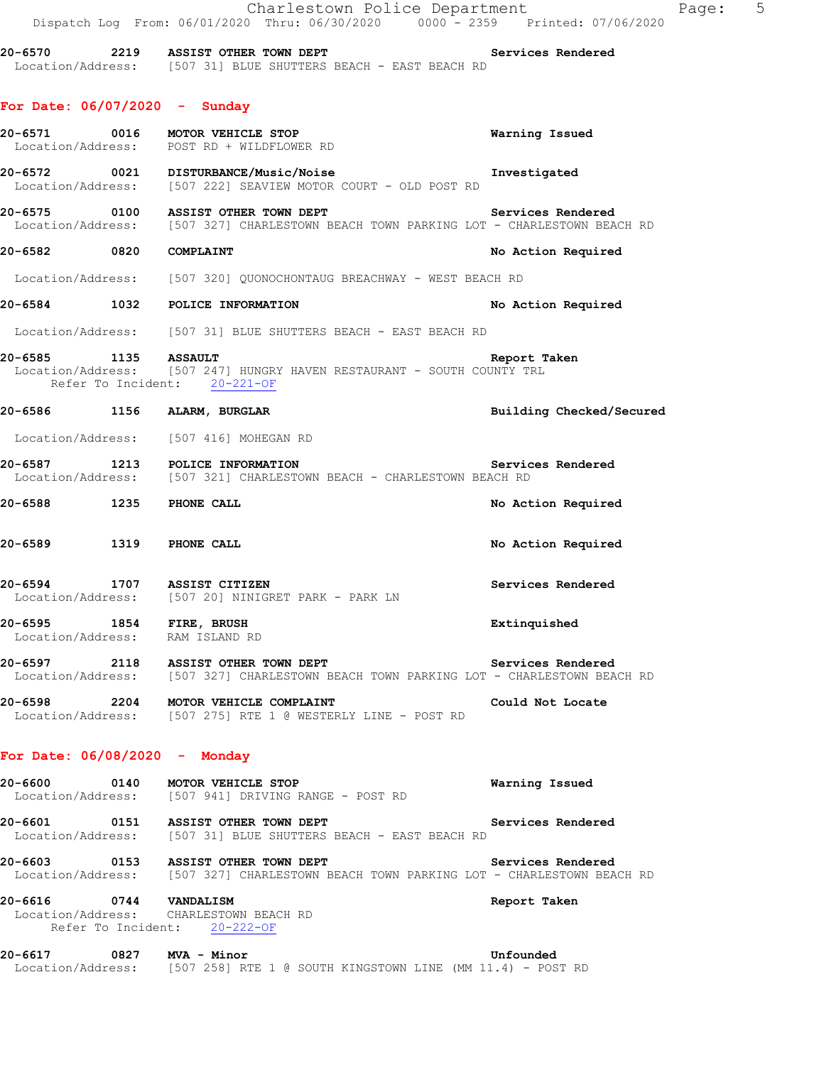**20-6570 2219 ASSIST OTHER TOWN DEPT** — Services Rendered
Location/Address: [507 31] BLUE SHUTTERS BEACH - EAST BEACH RD

## For Date: 06/07/2020 - Sunday

**20-6571 0016 MOTOR VEHICLE STOP** — Warning Issued
Location/Address: POST RD + WILDFLOWER RD

**20-6572 0021 DISTURBANCE/Music/Noise** — Investigated
Location/Address: [507 222] SEAVIEW MOTOR COURT - OLD POST RD

**20-6575 0100 ASSIST OTHER TOWN DEPT** — Services Rendered
Location/Address: [507 327] CHARLESTOWN BEACH TOWN PARKING LOT - CHARLESTOWN BEACH RD

**20-6582 0820 COMPLAINT** — No Action Required
Location/Address: [507 320] QUONOCHONTAUG BREACHWAY - WEST BEACH RD

**20-6584 1032 POLICE INFORMATION** — No Action Required
Location/Address: [507 31] BLUE SHUTTERS BEACH - EAST BEACH RD

**20-6585 1135 ASSAULT** — Report Taken
Location/Address: [507 247] HUNGRY HAVEN RESTAURANT - SOUTH COUNTY TRL
Refer To Incident: 20-221-OF

**20-6586 1156 ALARM, BURGLAR** — Building Checked/Secured
Location/Address: [507 416] MOHEGAN RD

**20-6587 1213 POLICE INFORMATION** — Services Rendered
Location/Address: [507 321] CHARLESTOWN BEACH - CHARLESTOWN BEACH RD

**20-6588 1235 PHONE CALL** — No Action Required

**20-6589 1319 PHONE CALL** — No Action Required

**20-6594 1707 ASSIST CITIZEN** — Services Rendered
Location/Address: [507 20] NINIGRET PARK - PARK LN

**20-6595 1854 FIRE, BRUSH** — Extinquished
Location/Address: RAM ISLAND RD

**20-6597 2118 ASSIST OTHER TOWN DEPT** — Services Rendered
Location/Address: [507 327] CHARLESTOWN BEACH TOWN PARKING LOT - CHARLESTOWN BEACH RD

**20-6598 2204 MOTOR VEHICLE COMPLAINT** — Could Not Locate
Location/Address: [507 275] RTE 1 @ WESTERLY LINE - POST RD

## For Date: 06/08/2020 - Monday

**20-6600 0140 MOTOR VEHICLE STOP** — Warning Issued
Location/Address: [507 941] DRIVING RANGE - POST RD

**20-6601 0151 ASSIST OTHER TOWN DEPT** — Services Rendered
Location/Address: [507 31] BLUE SHUTTERS BEACH - EAST BEACH RD

**20-6603 0153 ASSIST OTHER TOWN DEPT** — Services Rendered
Location/Address: [507 327] CHARLESTOWN BEACH TOWN PARKING LOT - CHARLESTOWN BEACH RD

**20-6616 0744 VANDALISM** — Report Taken
Location/Address: CHARLESTOWN BEACH RD
Refer To Incident: 20-222-OF

**20-6617 0827 MVA - Minor** — Unfounded
Location/Address: [507 258] RTE 1 @ SOUTH KINGSTOWN LINE (MM 11.4) - POST RD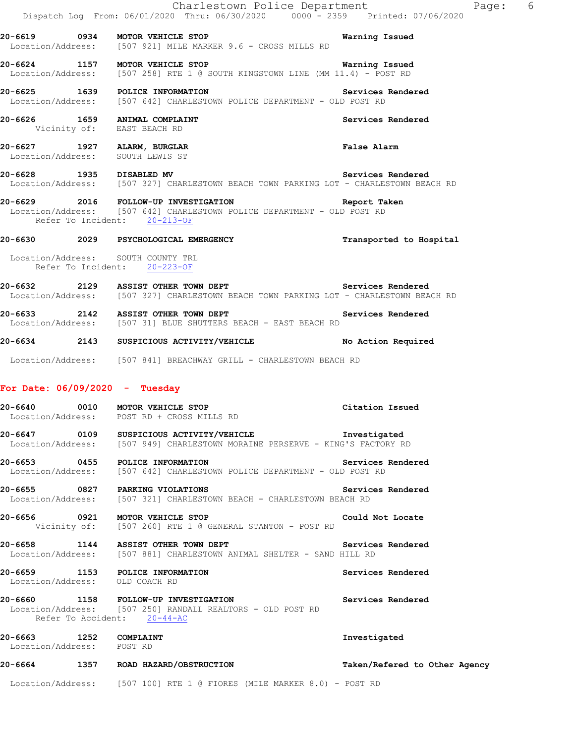**20-6619 0934 MOTOR VEHICLE STOP** — Warning Issued
Location/Address: [507 921] MILE MARKER 9.6 - CROSS MILLS RD

**20-6624 1157 MOTOR VEHICLE STOP** — Warning Issued
Location/Address: [507 258] RTE 1 @ SOUTH KINGSTOWN LINE (MM 11.4) - POST RD

**20-6625 1639 POLICE INFORMATION** — Services Rendered
Location/Address: [507 642] CHARLESTOWN POLICE DEPARTMENT - OLD POST RD

**20-6626 1659 ANIMAL COMPLAINT** — Services Rendered
Vicinity of: EAST BEACH RD

**20-6627 1927 ALARM, BURGLAR** — False Alarm
Location/Address: SOUTH LEWIS ST

**20-6628 1935 DISABLED MV** — Services Rendered
Location/Address: [507 327] CHARLESTOWN BEACH TOWN PARKING LOT - CHARLESTOWN BEACH RD

**20-6629 2016 FOLLOW-UP INVESTIGATION** — Report Taken
Location/Address: [507 642] CHARLESTOWN POLICE DEPARTMENT - OLD POST RD
Refer To Incident: 20-213-OF

**20-6630 2029 PSYCHOLOGICAL EMERGENCY** — Transported to Hospital
Location/Address: SOUTH COUNTY TRL
Refer To Incident: 20-223-OF

**20-6632 2129 ASSIST OTHER TOWN DEPT** — Services Rendered
Location/Address: [507 327] CHARLESTOWN BEACH TOWN PARKING LOT - CHARLESTOWN BEACH RD

**20-6633 2142 ASSIST OTHER TOWN DEPT** — Services Rendered
Location/Address: [507 31] BLUE SHUTTERS BEACH - EAST BEACH RD

**20-6634 2143 SUSPICIOUS ACTIVITY/VEHICLE** — No Action Required
Location/Address: [507 841] BREACHWAY GRILL - CHARLESTOWN BEACH RD

## For Date: 06/09/2020 - Tuesday

**20-6640 0010 MOTOR VEHICLE STOP** — Citation Issued
Location/Address: POST RD + CROSS MILLS RD

**20-6647 0109 SUSPICIOUS ACTIVITY/VEHICLE** — Investigated
Location/Address: [507 949] CHARLESTOWN MORAINE PERSERVE - KING'S FACTORY RD

**20-6653 0455 POLICE INFORMATION** — Services Rendered
Location/Address: [507 642] CHARLESTOWN POLICE DEPARTMENT - OLD POST RD

**20-6655 0827 PARKING VIOLATIONS** — Services Rendered
Location/Address: [507 321] CHARLESTOWN BEACH - CHARLESTOWN BEACH RD

**20-6656 0921 MOTOR VEHICLE STOP** — Could Not Locate
Vicinity of: [507 260] RTE 1 @ GENERAL STANTON - POST RD

**20-6658 1144 ASSIST OTHER TOWN DEPT** — Services Rendered
Location/Address: [507 881] CHARLESTOWN ANIMAL SHELTER - SAND HILL RD

**20-6659 1153 POLICE INFORMATION** — Services Rendered
Location/Address: OLD COACH RD

**20-6660 1158 FOLLOW-UP INVESTIGATION** — Services Rendered
Location/Address: [507 250] RANDALL REALTORS - OLD POST RD
Refer To Accident: 20-44-AC

**20-6663 1252 COMPLAINT** — Investigated
Location/Address: POST RD

**20-6664 1357 ROAD HAZARD/OBSTRUCTION** — Taken/Refered to Other Agency
Location/Address: [507 100] RTE 1 @ FIORES (MILE MARKER 8.0) - POST RD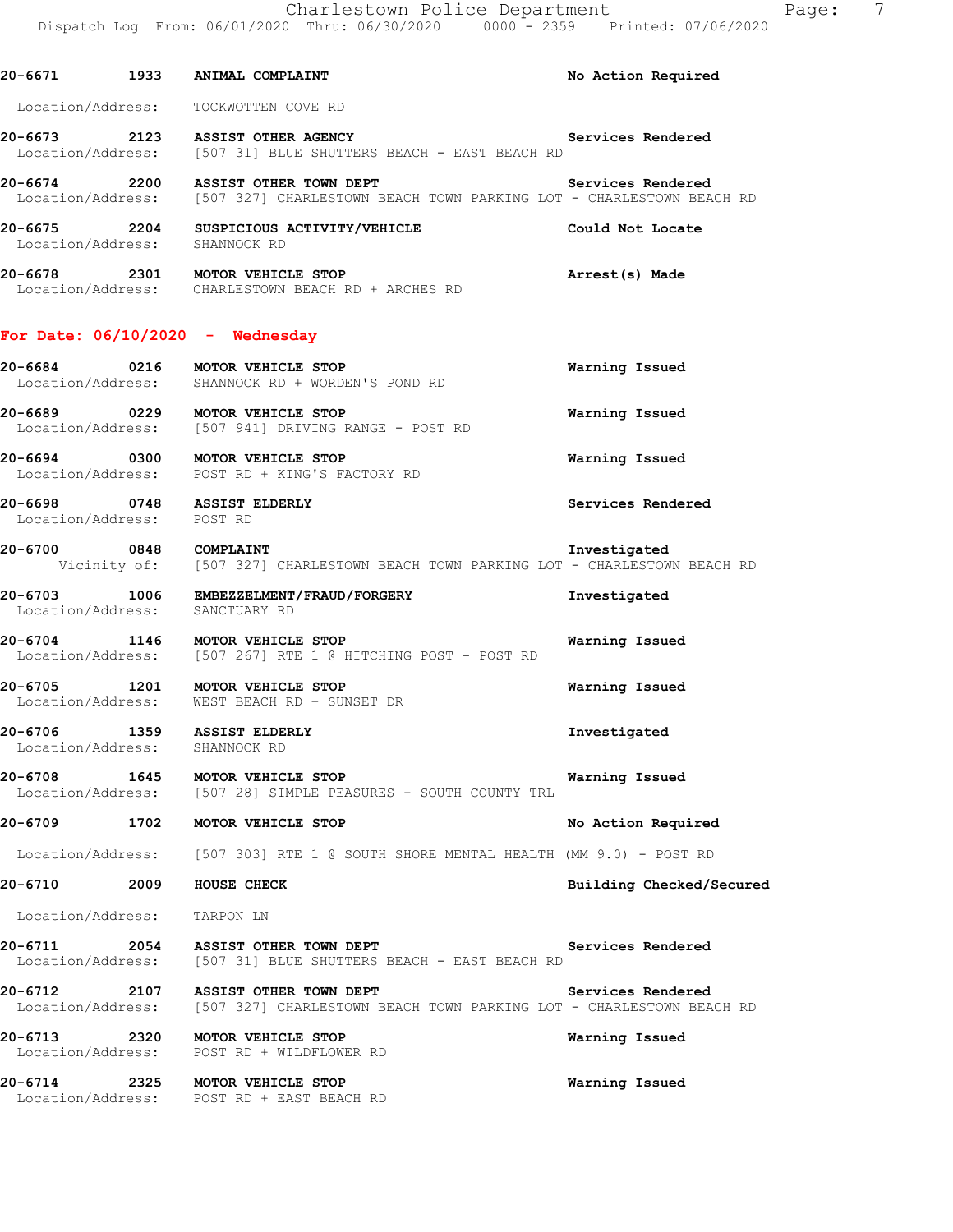20-6671 1933 **ANIMAL COMPLAINT** No Action Required
Location/Address: TOCKWOTTEN COVE RD

20-6673 2123 **ASSIST OTHER AGENCY** Services Rendered
Location/Address: [507 31] BLUE SHUTTERS BEACH - EAST BEACH RD

20-6674 2200 **ASSIST OTHER TOWN DEPT** Services Rendered
Location/Address: [507 327] CHARLESTOWN BEACH TOWN PARKING LOT - CHARLESTOWN BEACH RD

20-6675 2204 **SUSPICIOUS ACTIVITY/VEHICLE** Could Not Locate
Location/Address: SHANNOCK RD

20-6678 2301 **MOTOR VEHICLE STOP** Arrest(s) Made
Location/Address: CHARLESTOWN BEACH RD + ARCHES RD

## For Date: 06/10/2020 - Wednesday

20-6684 0216 **MOTOR VEHICLE STOP** Warning Issued
Location/Address: SHANNOCK RD + WORDEN'S POND RD

20-6689 0229 **MOTOR VEHICLE STOP** Warning Issued
Location/Address: [507 941] DRIVING RANGE - POST RD

20-6694 0300 **MOTOR VEHICLE STOP** Warning Issued
Location/Address: POST RD + KING'S FACTORY RD

20-6698 0748 **ASSIST ELDERLY** Services Rendered
Location/Address: POST RD

20-6700 0848 **COMPLAINT** Investigated
Vicinity of: [507 327] CHARLESTOWN BEACH TOWN PARKING LOT - CHARLESTOWN BEACH RD

20-6703 1006 **EMBEZZELMENT/FRAUD/FORGERY** Investigated
Location/Address: SANCTUARY RD

20-6704 1146 **MOTOR VEHICLE STOP** Warning Issued
Location/Address: [507 267] RTE 1 @ HITCHING POST - POST RD

20-6705 1201 **MOTOR VEHICLE STOP** Warning Issued
Location/Address: WEST BEACH RD + SUNSET DR

20-6706 1359 **ASSIST ELDERLY** Investigated
Location/Address: SHANNOCK RD

20-6708 1645 **MOTOR VEHICLE STOP** Warning Issued
Location/Address: [507 28] SIMPLE PEASURES - SOUTH COUNTY TRL

20-6709 1702 **MOTOR VEHICLE STOP** No Action Required
Location/Address: [507 303] RTE 1 @ SOUTH SHORE MENTAL HEALTH (MM 9.0) - POST RD

20-6710 2009 **HOUSE CHECK** Building Checked/Secured
Location/Address: TARPON LN

20-6711 2054 **ASSIST OTHER TOWN DEPT** Services Rendered
Location/Address: [507 31] BLUE SHUTTERS BEACH - EAST BEACH RD

20-6712 2107 **ASSIST OTHER TOWN DEPT** Services Rendered
Location/Address: [507 327] CHARLESTOWN BEACH TOWN PARKING LOT - CHARLESTOWN BEACH RD

20-6713 2320 **MOTOR VEHICLE STOP** Warning Issued
Location/Address: POST RD + WILDFLOWER RD

20-6714 2325 **MOTOR VEHICLE STOP** Warning Issued
Location/Address: POST RD + EAST BEACH RD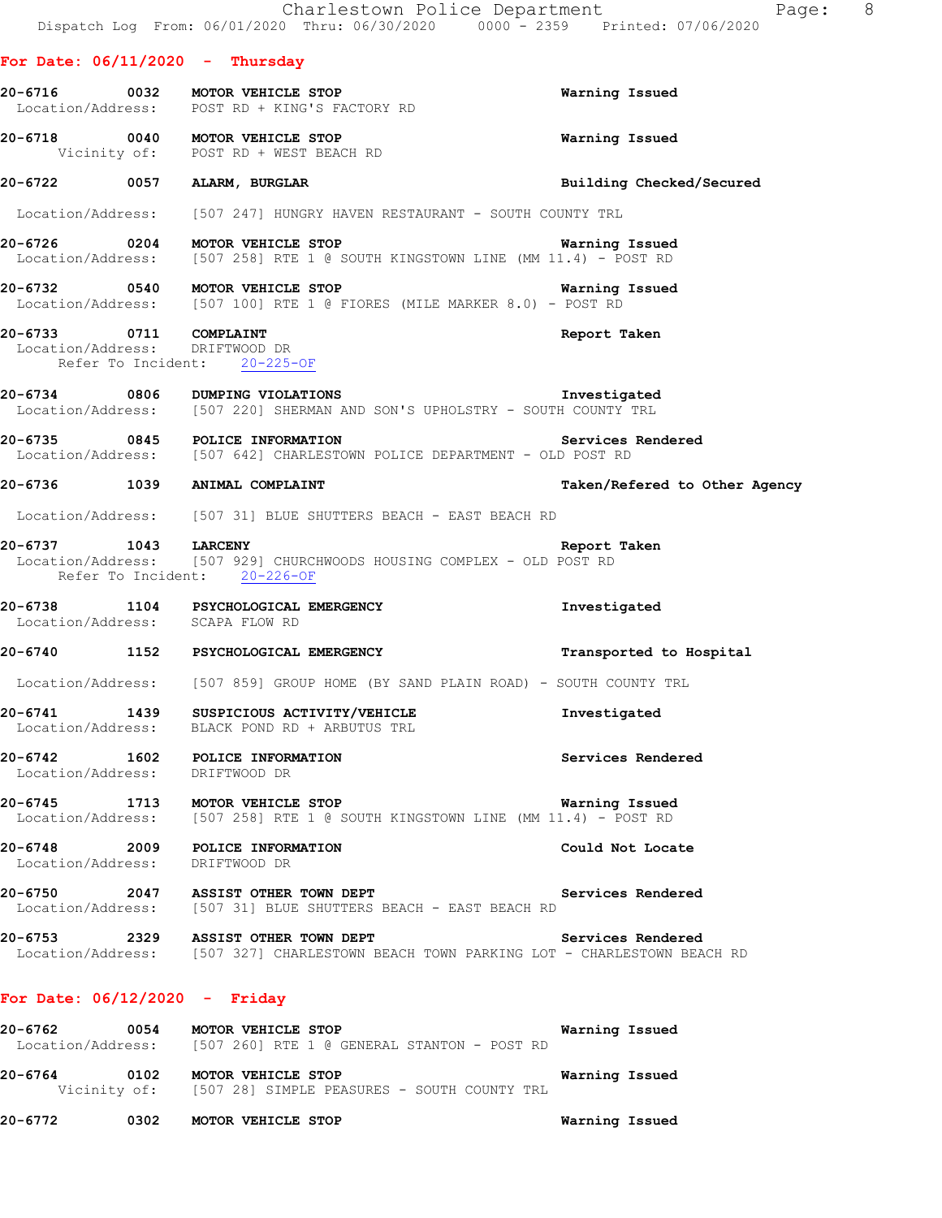## For Date: 06/11/2020 - Thursday

**20-6716** 0032 **MOTOR VEHICLE STOP** — Warning Issued
Location/Address: POST RD + KING'S FACTORY RD

**20-6718** 0040 **MOTOR VEHICLE STOP** — Warning Issued
Vicinity of: POST RD + WEST BEACH RD

**20-6722** 0057 **ALARM, BURGLAR** — Building Checked/Secured
Location/Address: [507 247] HUNGRY HAVEN RESTAURANT - SOUTH COUNTY TRL

**20-6726** 0204 **MOTOR VEHICLE STOP** — Warning Issued
Location/Address: [507 258] RTE 1 @ SOUTH KINGSTOWN LINE (MM 11.4) - POST RD

**20-6732** 0540 **MOTOR VEHICLE STOP** — Warning Issued
Location/Address: [507 100] RTE 1 @ FIORES (MILE MARKER 8.0) - POST RD

**20-6733** 0711 **COMPLAINT** — Report Taken
Location/Address: DRIFTWOOD DR
Refer To Incident: 20-225-OF

**20-6734** 0806 **DUMPING VIOLATIONS** — Investigated
Location/Address: [507 220] SHERMAN AND SON'S UPHOLSTRY - SOUTH COUNTY TRL

**20-6735** 0845 **POLICE INFORMATION** — Services Rendered
Location/Address: [507 642] CHARLESTOWN POLICE DEPARTMENT - OLD POST RD

**20-6736** 1039 **ANIMAL COMPLAINT** — Taken/Refered to Other Agency
Location/Address: [507 31] BLUE SHUTTERS BEACH - EAST BEACH RD

**20-6737** 1043 **LARCENY** — Report Taken
Location/Address: [507 929] CHURCHWOODS HOUSING COMPLEX - OLD POST RD
Refer To Incident: 20-226-OF

**20-6738** 1104 **PSYCHOLOGICAL EMERGENCY** — Investigated
Location/Address: SCAPA FLOW RD

**20-6740** 1152 **PSYCHOLOGICAL EMERGENCY** — Transported to Hospital
Location/Address: [507 859] GROUP HOME (BY SAND PLAIN ROAD) - SOUTH COUNTY TRL

**20-6741** 1439 **SUSPICIOUS ACTIVITY/VEHICLE** — Investigated
Location/Address: BLACK POND RD + ARBUTUS TRL

**20-6742** 1602 **POLICE INFORMATION** — Services Rendered
Location/Address: DRIFTWOOD DR

**20-6745** 1713 **MOTOR VEHICLE STOP** — Warning Issued
Location/Address: [507 258] RTE 1 @ SOUTH KINGSTOWN LINE (MM 11.4) - POST RD

**20-6748** 2009 **POLICE INFORMATION** — Could Not Locate
Location/Address: DRIFTWOOD DR

**20-6750** 2047 **ASSIST OTHER TOWN DEPT** — Services Rendered
Location/Address: [507 31] BLUE SHUTTERS BEACH - EAST BEACH RD

**20-6753** 2329 **ASSIST OTHER TOWN DEPT** — Services Rendered
Location/Address: [507 327] CHARLESTOWN BEACH TOWN PARKING LOT - CHARLESTOWN BEACH RD

## For Date: 06/12/2020 - Friday

**20-6762** 0054 **MOTOR VEHICLE STOP** — Warning Issued
Location/Address: [507 260] RTE 1 @ GENERAL STANTON - POST RD

**20-6764** 0102 **MOTOR VEHICLE STOP** — Warning Issued
Vicinity of: [507 28] SIMPLE PEASURES - SOUTH COUNTY TRL

**20-6772** 0302 **MOTOR VEHICLE STOP** — Warning Issued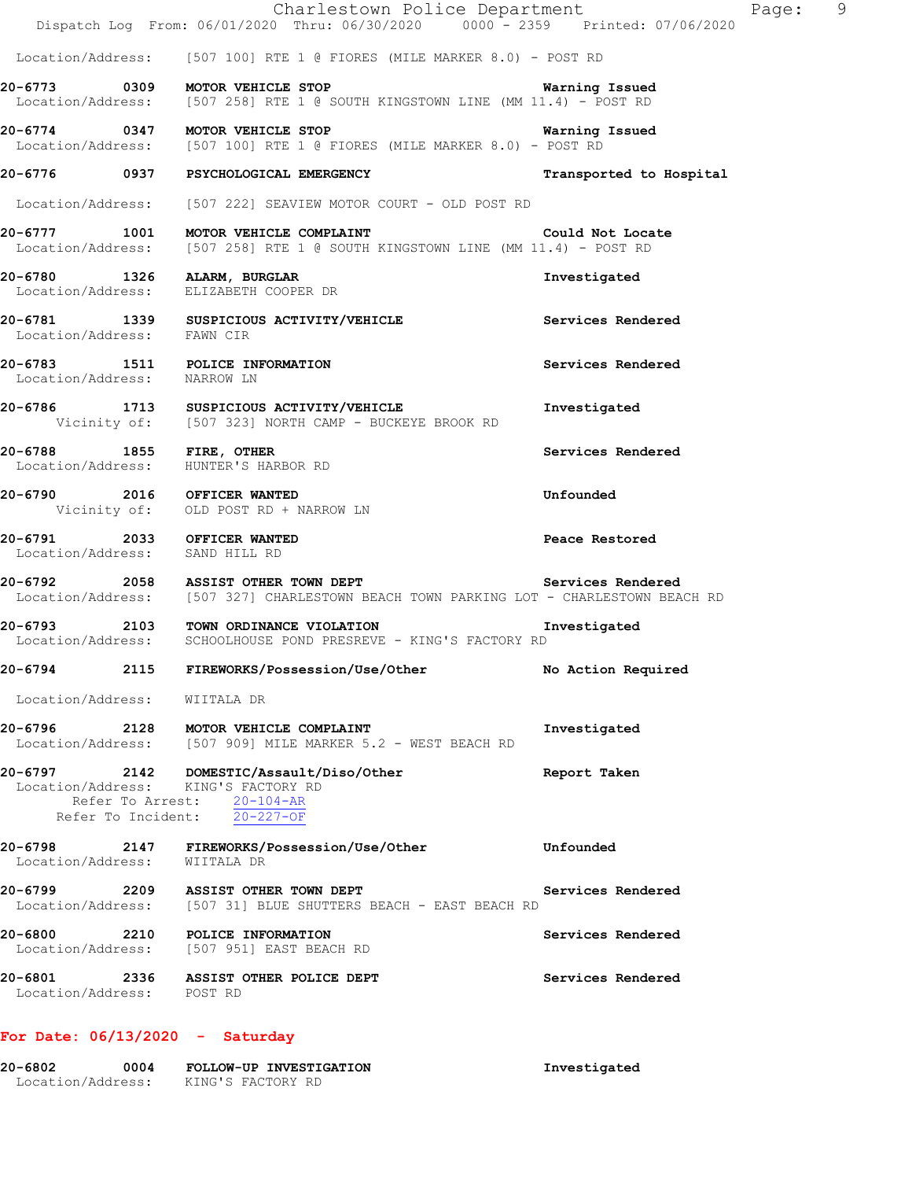Location/Address: [507 100] RTE 1 @ FIORES (MILE MARKER 8.0) - POST RD

**20-6773 0309 MOTOR VEHICLE STOP** — **Warning Issued**
Location/Address: [507 258] RTE 1 @ SOUTH KINGSTOWN LINE (MM 11.4) - POST RD

**20-6774 0347 MOTOR VEHICLE STOP** — **Warning Issued**
Location/Address: [507 100] RTE 1 @ FIORES (MILE MARKER 8.0) - POST RD

**20-6776 0937 PSYCHOLOGICAL EMERGENCY** — **Transported to Hospital**
Location/Address: [507 222] SEAVIEW MOTOR COURT - OLD POST RD

**20-6777 1001 MOTOR VEHICLE COMPLAINT** — **Could Not Locate**
Location/Address: [507 258] RTE 1 @ SOUTH KINGSTOWN LINE (MM 11.4) - POST RD

**20-6780 1326 ALARM, BURGLAR** — **Investigated**
Location/Address: ELIZABETH COOPER DR

**20-6781 1339 SUSPICIOUS ACTIVITY/VEHICLE** — **Services Rendered**
Location/Address: FAWN CIR

**20-6783 1511 POLICE INFORMATION** — **Services Rendered**
Location/Address: NARROW LN

**20-6786 1713 SUSPICIOUS ACTIVITY/VEHICLE** — **Investigated**
Vicinity of: [507 323] NORTH CAMP - BUCKEYE BROOK RD

**20-6788 1855 FIRE, OTHER** — **Services Rendered**
Location/Address: HUNTER'S HARBOR RD

**20-6790 2016 OFFICER WANTED** — **Unfounded**
Vicinity of: OLD POST RD + NARROW LN

**20-6791 2033 OFFICER WANTED** — **Peace Restored**
Location/Address: SAND HILL RD

**20-6792 2058 ASSIST OTHER TOWN DEPT** — **Services Rendered**
Location/Address: [507 327] CHARLESTOWN BEACH TOWN PARKING LOT - CHARLESTOWN BEACH RD

**20-6793 2103 TOWN ORDINANCE VIOLATION** — **Investigated**
Location/Address: SCHOOLHOUSE POND PRESREVE - KING'S FACTORY RD

**20-6794 2115 FIREWORKS/Possession/Use/Other** — **No Action Required**
Location/Address: WIITALA DR

**20-6796 2128 MOTOR VEHICLE COMPLAINT** — **Investigated**
Location/Address: [507 909] MILE MARKER 5.2 - WEST BEACH RD

**20-6797 2142 DOMESTIC/Assault/Diso/Other** — **Report Taken**
Location/Address: KING'S FACTORY RD
Refer To Arrest: 20-104-AR
Refer To Incident: 20-227-OF

**20-6798 2147 FIREWORKS/Possession/Use/Other** — **Unfounded**
Location/Address: WIITALA DR

**20-6799 2209 ASSIST OTHER TOWN DEPT** — **Services Rendered**
Location/Address: [507 31] BLUE SHUTTERS BEACH - EAST BEACH RD

**20-6800 2210 POLICE INFORMATION** — **Services Rendered**
Location/Address: [507 951] EAST BEACH RD

**20-6801 2336 ASSIST OTHER POLICE DEPT** — **Services Rendered**
Location/Address: POST RD

## For Date: 06/13/2020 - Saturday

**20-6802 0004 FOLLOW-UP INVESTIGATION** — **Investigated**
Location/Address: KING'S FACTORY RD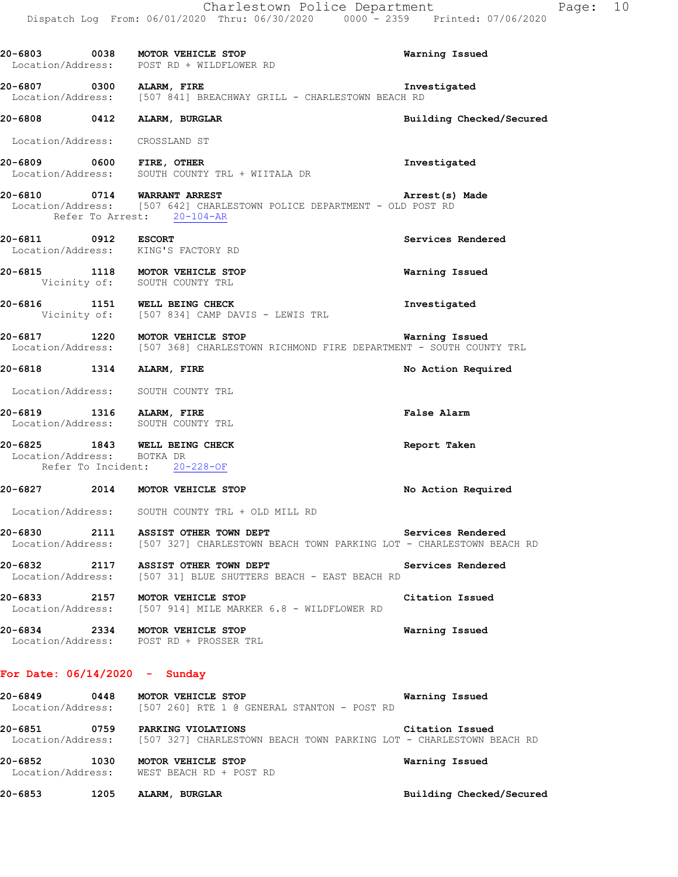**20-6803 0038 MOTOR VEHICLE STOP** — Warning Issued
Location/Address: POST RD + WILDFLOWER RD

**20-6807 0300 ALARM, FIRE** — Investigated
Location/Address: [507 841] BREACHWAY GRILL - CHARLESTOWN BEACH RD

**20-6808 0412 ALARM, BURGLAR** — Building Checked/Secured
Location/Address: CROSSLAND ST

**20-6809 0600 FIRE, OTHER** — Investigated
Location/Address: SOUTH COUNTY TRL + WIITALA DR

**20-6810 0714 WARRANT ARREST** — Arrest(s) Made
Location/Address: [507 642] CHARLESTOWN POLICE DEPARTMENT - OLD POST RD
Refer To Arrest: 20-104-AR

**20-6811 0912 ESCORT** — Services Rendered
Location/Address: KING'S FACTORY RD

**20-6815 1118 MOTOR VEHICLE STOP** — Warning Issued
Vicinity of: SOUTH COUNTY TRL

**20-6816 1151 WELL BEING CHECK** — Investigated
Vicinity of: [507 834] CAMP DAVIS - LEWIS TRL

**20-6817 1220 MOTOR VEHICLE STOP** — Warning Issued
Location/Address: [507 368] CHARLESTOWN RICHMOND FIRE DEPARTMENT - SOUTH COUNTY TRL

**20-6818 1314 ALARM, FIRE** — No Action Required
Location/Address: SOUTH COUNTY TRL

**20-6819 1316 ALARM, FIRE** — False Alarm
Location/Address: SOUTH COUNTY TRL

**20-6825 1843 WELL BEING CHECK** — Report Taken
Location/Address: BOTKA DR
Refer To Incident: 20-228-OF

**20-6827 2014 MOTOR VEHICLE STOP** — No Action Required
Location/Address: SOUTH COUNTY TRL + OLD MILL RD

**20-6830 2111 ASSIST OTHER TOWN DEPT** — Services Rendered
Location/Address: [507 327] CHARLESTOWN BEACH TOWN PARKING LOT - CHARLESTOWN BEACH RD

**20-6832 2117 ASSIST OTHER TOWN DEPT** — Services Rendered
Location/Address: [507 31] BLUE SHUTTERS BEACH - EAST BEACH RD

**20-6833 2157 MOTOR VEHICLE STOP** — Citation Issued
Location/Address: [507 914] MILE MARKER 6.8 - WILDFLOWER RD

**20-6834 2334 MOTOR VEHICLE STOP** — Warning Issued
Location/Address: POST RD + PROSSER TRL

## For Date: 06/14/2020 - Sunday

**20-6849 0448 MOTOR VEHICLE STOP** — Warning Issued
Location/Address: [507 260] RTE 1 @ GENERAL STANTON - POST RD

**20-6851 0759 PARKING VIOLATIONS** — Citation Issued
Location/Address: [507 327] CHARLESTOWN BEACH TOWN PARKING LOT - CHARLESTOWN BEACH RD

**20-6852 1030 MOTOR VEHICLE STOP** — Warning Issued
Location/Address: WEST BEACH RD + POST RD

**20-6853 1205 ALARM, BURGLAR** — Building Checked/Secured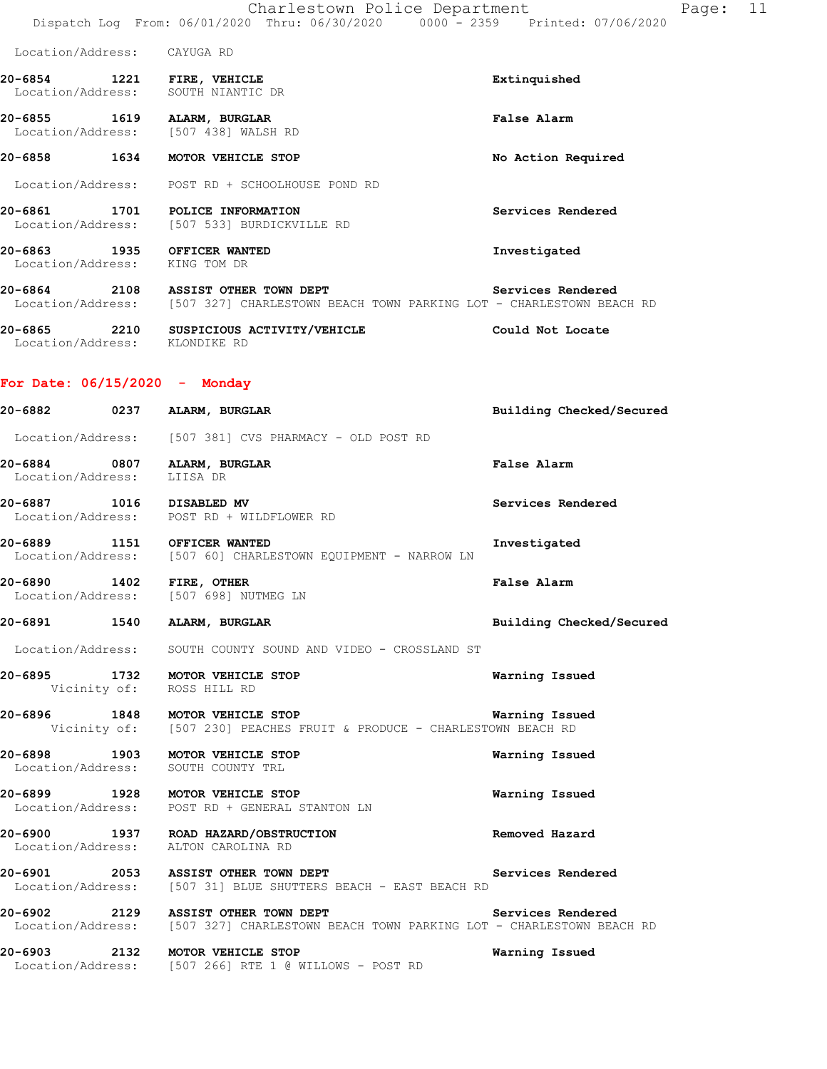Location/Address: CAYUGA RD

**20-6854 1221 FIRE, VEHICLE** — **Extinguished**
Location/Address: SOUTH NIANTIC DR

**20-6855 1619 ALARM, BURGLAR** — **False Alarm**
Location/Address: [507 438] WALSH RD

**20-6858 1634 MOTOR VEHICLE STOP** — **No Action Required**
Location/Address: POST RD + SCHOOLHOUSE POND RD

**20-6861 1701 POLICE INFORMATION** — **Services Rendered**
Location/Address: [507 533] BURDICKVILLE RD

**20-6863 1935 OFFICER WANTED** — **Investigated**
Location/Address: KING TOM DR

**20-6864 2108 ASSIST OTHER TOWN DEPT** — **Services Rendered**
Location/Address: [507 327] CHARLESTOWN BEACH TOWN PARKING LOT - CHARLESTOWN BEACH RD

**20-6865 2210 SUSPICIOUS ACTIVITY/VEHICLE** — **Could Not Locate**
Location/Address: KLONDIKE RD

## For Date: 06/15/2020 - Monday

**20-6882 0237 ALARM, BURGLAR** — **Building Checked/Secured**
Location/Address: [507 381] CVS PHARMACY - OLD POST RD

**20-6884 0807 ALARM, BURGLAR** — **False Alarm**
Location/Address: LIISA DR

**20-6887 1016 DISABLED MV** — **Services Rendered**
Location/Address: POST RD + WILDFLOWER RD

**20-6889 1151 OFFICER WANTED** — **Investigated**
Location/Address: [507 60] CHARLESTOWN EQUIPMENT - NARROW LN

**20-6890 1402 FIRE, OTHER** — **False Alarm**
Location/Address: [507 698] NUTMEG LN

**20-6891 1540 ALARM, BURGLAR** — **Building Checked/Secured**
Location/Address: SOUTH COUNTY SOUND AND VIDEO - CROSSLAND ST

**20-6895 1732 MOTOR VEHICLE STOP** — **Warning Issued**
Vicinity of: ROSS HILL RD

**20-6896 1848 MOTOR VEHICLE STOP** — **Warning Issued**
Vicinity of: [507 230] PEACHES FRUIT & PRODUCE - CHARLESTOWN BEACH RD

**20-6898 1903 MOTOR VEHICLE STOP** — **Warning Issued**
Location/Address: SOUTH COUNTY TRL

**20-6899 1928 MOTOR VEHICLE STOP** — **Warning Issued**
Location/Address: POST RD + GENERAL STANTON LN

**20-6900 1937 ROAD HAZARD/OBSTRUCTION** — **Removed Hazard**
Location/Address: ALTON CAROLINA RD

**20-6901 2053 ASSIST OTHER TOWN DEPT** — **Services Rendered**
Location/Address: [507 31] BLUE SHUTTERS BEACH - EAST BEACH RD

**20-6902 2129 ASSIST OTHER TOWN DEPT** — **Services Rendered**
Location/Address: [507 327] CHARLESTOWN BEACH TOWN PARKING LOT - CHARLESTOWN BEACH RD

**20-6903 2132 MOTOR VEHICLE STOP** — **Warning Issued**
Location/Address: [507 266] RTE 1 @ WILLOWS - POST RD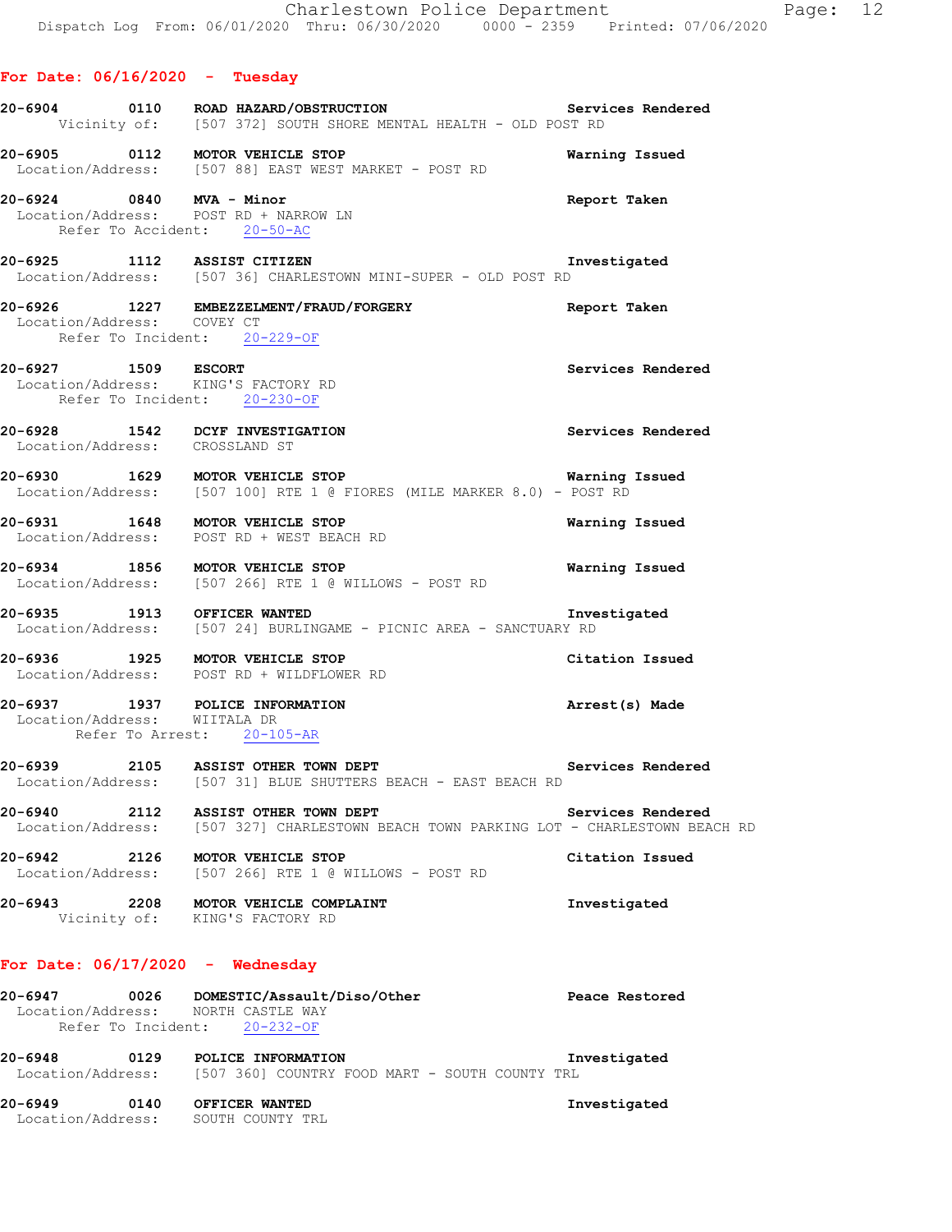## For Date: 06/16/2020 - Tuesday

**20-6904 0110 ROAD HAZARD/OBSTRUCTION** Services Rendered
Vicinity of: [507 372] SOUTH SHORE MENTAL HEALTH - OLD POST RD

**20-6905 0112 MOTOR VEHICLE STOP** Warning Issued
Location/Address: [507 88] EAST WEST MARKET - POST RD

**20-6924 0840 MVA - Minor** Report Taken
Location/Address: POST RD + NARROW LN
Refer To Accident: 20-50-AC

**20-6925 1112 ASSIST CITIZEN** Investigated
Location/Address: [507 36] CHARLESTOWN MINI-SUPER - OLD POST RD

**20-6926 1227 EMBEZZELMENT/FRAUD/FORGERY** Report Taken
Location/Address: COVEY CT
Refer To Incident: 20-229-OF

**20-6927 1509 ESCORT** Services Rendered
Location/Address: KING'S FACTORY RD
Refer To Incident: 20-230-OF

**20-6928 1542 DCYF INVESTIGATION** Services Rendered
Location/Address: CROSSLAND ST

**20-6930 1629 MOTOR VEHICLE STOP** Warning Issued
Location/Address: [507 100] RTE 1 @ FIORES (MILE MARKER 8.0) - POST RD

**20-6931 1648 MOTOR VEHICLE STOP** Warning Issued
Location/Address: POST RD + WEST BEACH RD

**20-6934 1856 MOTOR VEHICLE STOP** Warning Issued
Location/Address: [507 266] RTE 1 @ WILLOWS - POST RD

**20-6935 1913 OFFICER WANTED** Investigated
Location/Address: [507 24] BURLINGAME - PICNIC AREA - SANCTUARY RD

**20-6936 1925 MOTOR VEHICLE STOP** Citation Issued
Location/Address: POST RD + WILDFLOWER RD

**20-6937 1937 POLICE INFORMATION** Arrest(s) Made
Location/Address: WIITALA DR
Refer To Arrest: 20-105-AR

**20-6939 2105 ASSIST OTHER TOWN DEPT** Services Rendered
Location/Address: [507 31] BLUE SHUTTERS BEACH - EAST BEACH RD

**20-6940 2112 ASSIST OTHER TOWN DEPT** Services Rendered
Location/Address: [507 327] CHARLESTOWN BEACH TOWN PARKING LOT - CHARLESTOWN BEACH RD

**20-6942 2126 MOTOR VEHICLE STOP** Citation Issued
Location/Address: [507 266] RTE 1 @ WILLOWS - POST RD

**20-6943 2208 MOTOR VEHICLE COMPLAINT** Investigated
Vicinity of: KING'S FACTORY RD

## For Date: 06/17/2020 - Wednesday

**20-6947 0026 DOMESTIC/Assault/Diso/Other** Peace Restored
Location/Address: NORTH CASTLE WAY
Refer To Incident: 20-232-OF

**20-6948 0129 POLICE INFORMATION** Investigated
Location/Address: [507 360] COUNTRY FOOD MART - SOUTH COUNTY TRL

**20-6949 0140 OFFICER WANTED** Investigated
Location/Address: SOUTH COUNTY TRL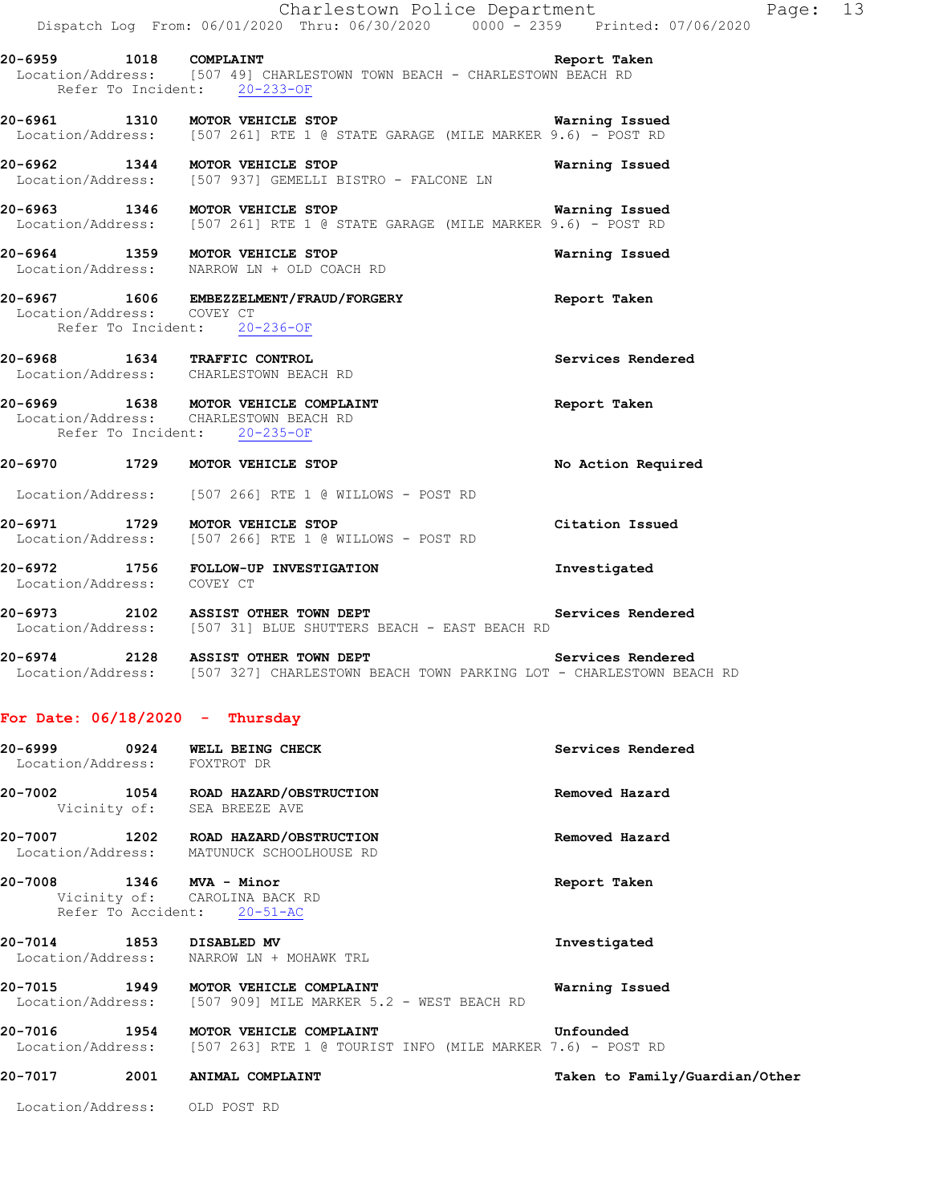20-6959 1018 **COMPLAINT** Report Taken
Location/Address: [507 49] CHARLESTOWN TOWN BEACH - CHARLESTOWN BEACH RD
Refer To Incident: 20-233-OF

20-6961 1310 **MOTOR VEHICLE STOP** Warning Issued
Location/Address: [507 261] RTE 1 @ STATE GARAGE (MILE MARKER 9.6) - POST RD

20-6962 1344 **MOTOR VEHICLE STOP** Warning Issued
Location/Address: [507 937] GEMELLI BISTRO - FALCONE LN

20-6963 1346 **MOTOR VEHICLE STOP** Warning Issued
Location/Address: [507 261] RTE 1 @ STATE GARAGE (MILE MARKER 9.6) - POST RD

20-6964 1359 **MOTOR VEHICLE STOP** Warning Issued
Location/Address: NARROW LN + OLD COACH RD

20-6967 1606 **EMBEZZELMENT/FRAUD/FORGERY** Report Taken
Location/Address: COVEY CT
Refer To Incident: 20-236-OF

20-6968 1634 **TRAFFIC CONTROL** Services Rendered
Location/Address: CHARLESTOWN BEACH RD

20-6969 1638 **MOTOR VEHICLE COMPLAINT** Report Taken
Location/Address: CHARLESTOWN BEACH RD
Refer To Incident: 20-235-OF

20-6970 1729 **MOTOR VEHICLE STOP** No Action Required
Location/Address: [507 266] RTE 1 @ WILLOWS - POST RD

20-6971 1729 **MOTOR VEHICLE STOP** Citation Issued
Location/Address: [507 266] RTE 1 @ WILLOWS - POST RD

20-6972 1756 **FOLLOW-UP INVESTIGATION** Investigated
Location/Address: COVEY CT

20-6973 2102 **ASSIST OTHER TOWN DEPT** Services Rendered
Location/Address: [507 31] BLUE SHUTTERS BEACH - EAST BEACH RD

20-6974 2128 **ASSIST OTHER TOWN DEPT** Services Rendered
Location/Address: [507 327] CHARLESTOWN BEACH TOWN PARKING LOT - CHARLESTOWN BEACH RD

## For Date: 06/18/2020 - Thursday

20-6999 0924 **WELL BEING CHECK** Services Rendered
Location/Address: FOXTROT DR

20-7002 1054 **ROAD HAZARD/OBSTRUCTION** Removed Hazard
Vicinity of: SEA BREEZE AVE

20-7007 1202 **ROAD HAZARD/OBSTRUCTION** Removed Hazard
Location/Address: MATUNUCK SCHOOLHOUSE RD

20-7008 1346 **MVA - Minor** Report Taken
Vicinity of: CAROLINA BACK RD
Refer To Accident: 20-51-AC

20-7014 1853 **DISABLED MV** Investigated
Location/Address: NARROW LN + MOHAWK TRL

20-7015 1949 **MOTOR VEHICLE COMPLAINT** Warning Issued
Location/Address: [507 909] MILE MARKER 5.2 - WEST BEACH RD

20-7016 1954 **MOTOR VEHICLE COMPLAINT** Unfounded
Location/Address: [507 263] RTE 1 @ TOURIST INFO (MILE MARKER 7.6) - POST RD

20-7017 2001 **ANIMAL COMPLAINT** Taken to Family/Guardian/Other
Location/Address: OLD POST RD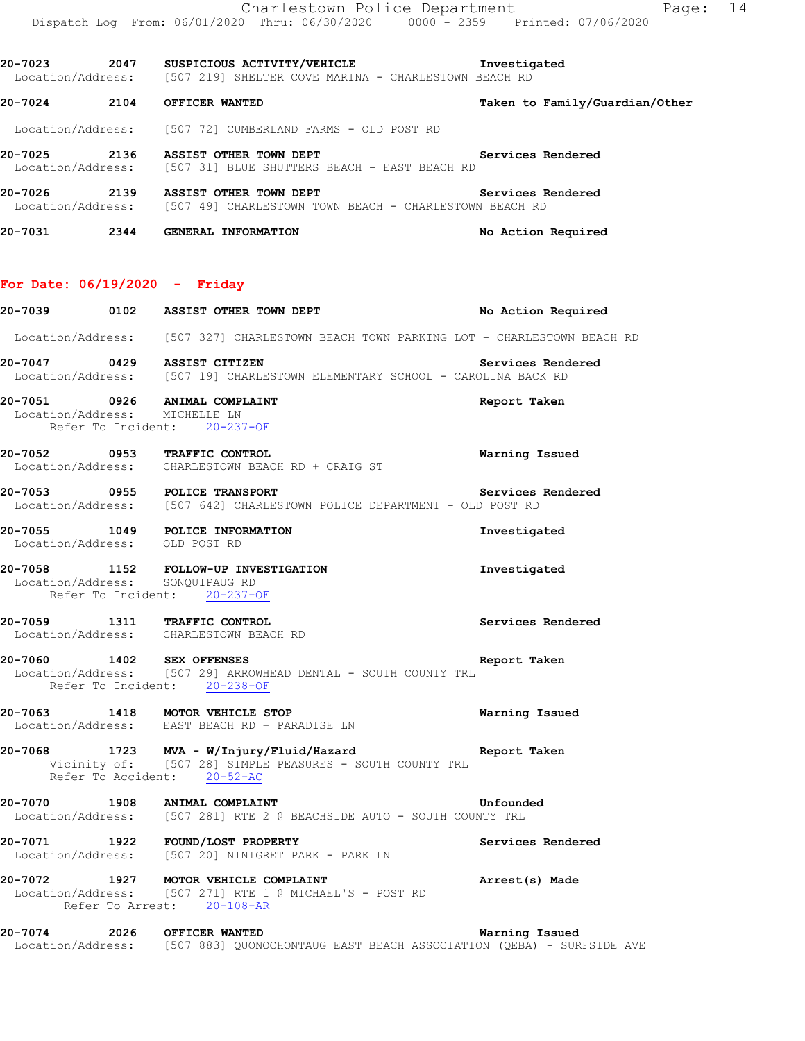20-7023 2047 **SUSPICIOUS ACTIVITY/VEHICLE** **Investigated**
Location/Address: [507 219] SHELTER COVE MARINA - CHARLESTOWN BEACH RD

20-7024 2104 **OFFICER WANTED** **Taken to Family/Guardian/Other**
Location/Address: [507 72] CUMBERLAND FARMS - OLD POST RD

20-7025 2136 **ASSIST OTHER TOWN DEPT** **Services Rendered**
Location/Address: [507 31] BLUE SHUTTERS BEACH - EAST BEACH RD

20-7026 2139 **ASSIST OTHER TOWN DEPT** **Services Rendered**
Location/Address: [507 49] CHARLESTOWN TOWN BEACH - CHARLESTOWN BEACH RD

20-7031 2344 **GENERAL INFORMATION** **No Action Required**

## For Date: 06/19/2020 - Friday

20-7039 0102 **ASSIST OTHER TOWN DEPT** **No Action Required**
Location/Address: [507 327] CHARLESTOWN BEACH TOWN PARKING LOT - CHARLESTOWN BEACH RD

20-7047 0429 **ASSIST CITIZEN** **Services Rendered**
Location/Address: [507 19] CHARLESTOWN ELEMENTARY SCHOOL - CAROLINA BACK RD

20-7051 0926 **ANIMAL COMPLAINT** **Report Taken**
Location/Address: MICHELLE LN
Refer To Incident: 20-237-OF

20-7052 0953 **TRAFFIC CONTROL** **Warning Issued**
Location/Address: CHARLESTOWN BEACH RD + CRAIG ST

20-7053 0955 **POLICE TRANSPORT** **Services Rendered**
Location/Address: [507 642] CHARLESTOWN POLICE DEPARTMENT - OLD POST RD

20-7055 1049 **POLICE INFORMATION** **Investigated**
Location/Address: OLD POST RD

20-7058 1152 **FOLLOW-UP INVESTIGATION** **Investigated**
Location/Address: SONQUIPAUG RD
Refer To Incident: 20-237-OF

20-7059 1311 **TRAFFIC CONTROL** **Services Rendered**
Location/Address: CHARLESTOWN BEACH RD

20-7060 1402 **SEX OFFENSES** **Report Taken**
Location/Address: [507 29] ARROWHEAD DENTAL - SOUTH COUNTY TRL
Refer To Incident: 20-238-OF

20-7063 1418 **MOTOR VEHICLE STOP** **Warning Issued**
Location/Address: EAST BEACH RD + PARADISE LN

20-7068 1723 **MVA - W/Injury/Fluid/Hazard** **Report Taken**
Vicinity of: [507 28] SIMPLE PEASURES - SOUTH COUNTY TRL
Refer To Accident: 20-52-AC

20-7070 1908 **ANIMAL COMPLAINT** **Unfounded**
Location/Address: [507 281] RTE 2 @ BEACHSIDE AUTO - SOUTH COUNTY TRL

20-7071 1922 **FOUND/LOST PROPERTY** **Services Rendered**
Location/Address: [507 20] NINIGRET PARK - PARK LN

20-7072 1927 **MOTOR VEHICLE COMPLAINT** **Arrest(s) Made**
Location/Address: [507 271] RTE 1 @ MICHAEL'S - POST RD
Refer To Arrest: 20-108-AR

20-7074 2026 **OFFICER WANTED** **Warning Issued**
Location/Address: [507 883] QUONOCHONTAUG EAST BEACH ASSOCIATION (QEBA) - SURFSIDE AVE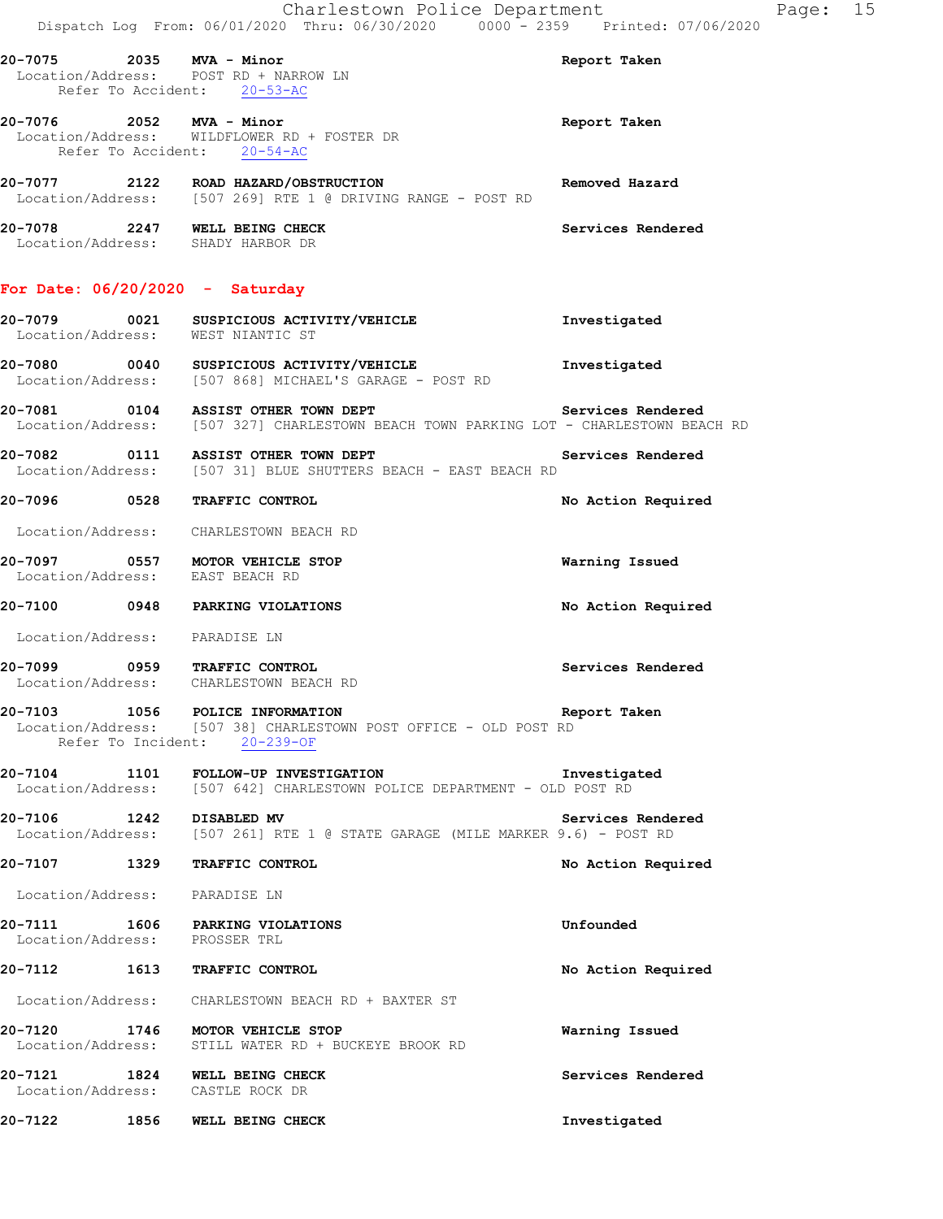20-7075 2035 **MVA - Minor** **Report Taken**
Location/Address: POST RD + NARROW LN
Refer To Accident: 20-53-AC

20-7076 2052 **MVA - Minor** **Report Taken**
Location/Address: WILDFLOWER RD + FOSTER DR
Refer To Accident: 20-54-AC

20-7077 2122 **ROAD HAZARD/OBSTRUCTION** **Removed Hazard**
Location/Address: [507 269] RTE 1 @ DRIVING RANGE - POST RD

20-7078 2247 **WELL BEING CHECK** **Services Rendered**
Location/Address: SHADY HARBOR DR

## For Date: 06/20/2020 - Saturday

20-7079 0021 **SUSPICIOUS ACTIVITY/VEHICLE** **Investigated**
Location/Address: WEST NIANTIC ST

20-7080 0040 **SUSPICIOUS ACTIVITY/VEHICLE** **Investigated**
Location/Address: [507 868] MICHAEL'S GARAGE - POST RD

20-7081 0104 **ASSIST OTHER TOWN DEPT** **Services Rendered**
Location/Address: [507 327] CHARLESTOWN BEACH TOWN PARKING LOT - CHARLESTOWN BEACH RD

20-7082 0111 **ASSIST OTHER TOWN DEPT** **Services Rendered**
Location/Address: [507 31] BLUE SHUTTERS BEACH - EAST BEACH RD

20-7096 0528 **TRAFFIC CONTROL** **No Action Required**
Location/Address: CHARLESTOWN BEACH RD

20-7097 0557 **MOTOR VEHICLE STOP** **Warning Issued**
Location/Address: EAST BEACH RD

20-7100 0948 **PARKING VIOLATIONS** **No Action Required**
Location/Address: PARADISE LN

20-7099 0959 **TRAFFIC CONTROL** **Services Rendered**
Location/Address: CHARLESTOWN BEACH RD

20-7103 1056 **POLICE INFORMATION** **Report Taken**
Location/Address: [507 38] CHARLESTOWN POST OFFICE - OLD POST RD
Refer To Incident: 20-239-OF

20-7104 1101 **FOLLOW-UP INVESTIGATION** **Investigated**
Location/Address: [507 642] CHARLESTOWN POLICE DEPARTMENT - OLD POST RD

20-7106 1242 **DISABLED MV** **Services Rendered**
Location/Address: [507 261] RTE 1 @ STATE GARAGE (MILE MARKER 9.6) - POST RD

20-7107 1329 **TRAFFIC CONTROL** **No Action Required**
Location/Address: PARADISE LN

20-7111 1606 **PARKING VIOLATIONS** **Unfounded**
Location/Address: PROSSER TRL

20-7112 1613 **TRAFFIC CONTROL** **No Action Required**
Location/Address: CHARLESTOWN BEACH RD + BAXTER ST

20-7120 1746 **MOTOR VEHICLE STOP** **Warning Issued**
Location/Address: STILL WATER RD + BUCKEYE BROOK RD

20-7121 1824 **WELL BEING CHECK** **Services Rendered**
Location/Address: CASTLE ROCK DR

20-7122 1856 **WELL BEING CHECK** **Investigated**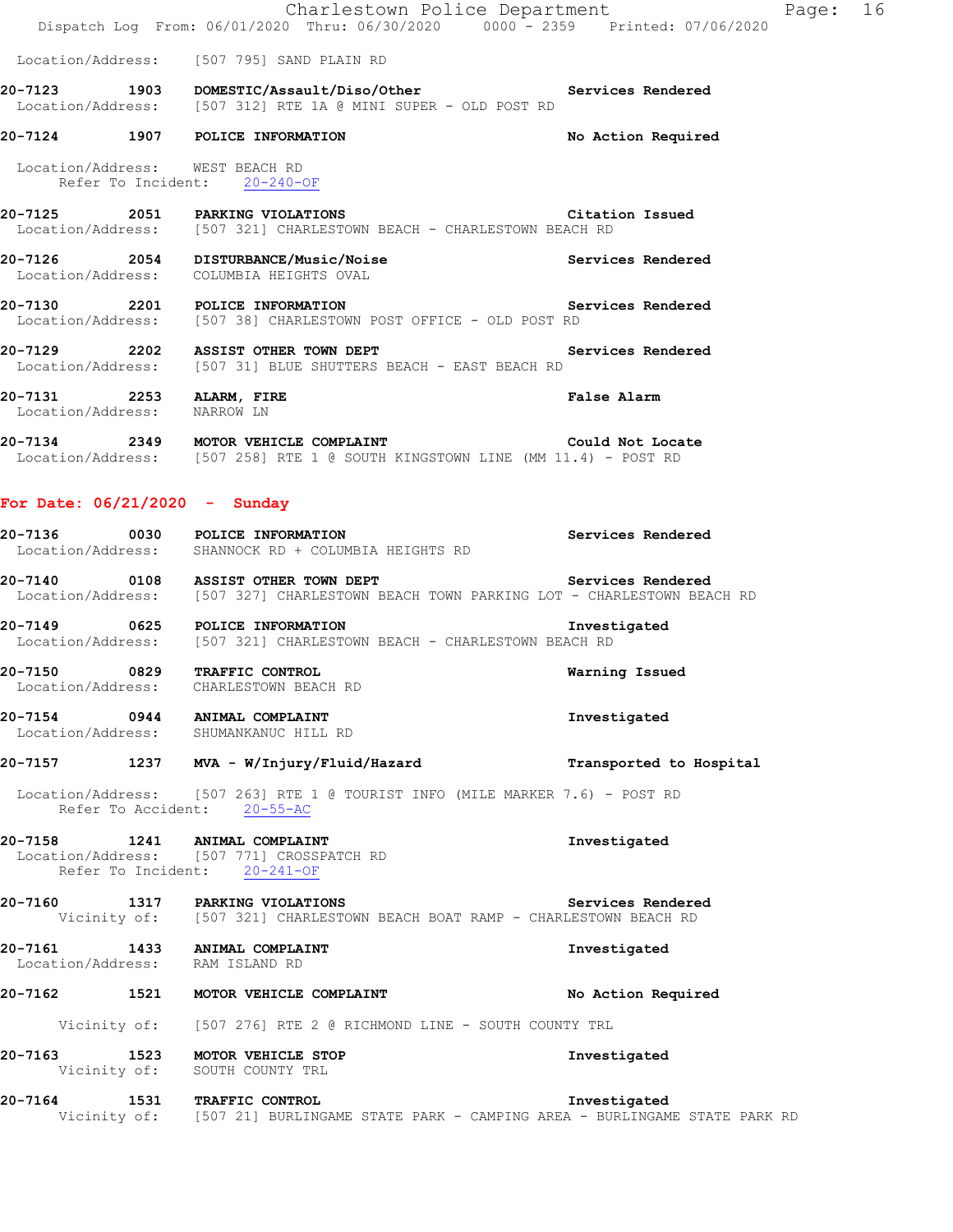Location/Address: [507 795] SAND PLAIN RD

**20-7123 1903 DOMESTIC/Assault/Diso/Other** Services Rendered
Location/Address: [507 312] RTE 1A @ MINI SUPER - OLD POST RD

**20-7124 1907 POLICE INFORMATION** No Action Required
Location/Address: WEST BEACH RD
Refer To Incident: 20-240-OF

**20-7125 2051 PARKING VIOLATIONS** Citation Issued
Location/Address: [507 321] CHARLESTOWN BEACH - CHARLESTOWN BEACH RD

**20-7126 2054 DISTURBANCE/Music/Noise** Services Rendered
Location/Address: COLUMBIA HEIGHTS OVAL

**20-7130 2201 POLICE INFORMATION** Services Rendered
Location/Address: [507 38] CHARLESTOWN POST OFFICE - OLD POST RD

**20-7129 2202 ASSIST OTHER TOWN DEPT** Services Rendered
Location/Address: [507 31] BLUE SHUTTERS BEACH - EAST BEACH RD

**20-7131 2253 ALARM, FIRE** False Alarm
Location/Address: NARROW LN

**20-7134 2349 MOTOR VEHICLE COMPLAINT** Could Not Locate
Location/Address: [507 258] RTE 1 @ SOUTH KINGSTOWN LINE (MM 11.4) - POST RD

## For Date: 06/21/2020 - Sunday

**20-7136 0030 POLICE INFORMATION** Services Rendered
Location/Address: SHANNOCK RD + COLUMBIA HEIGHTS RD

**20-7140 0108 ASSIST OTHER TOWN DEPT** Services Rendered
Location/Address: [507 327] CHARLESTOWN BEACH TOWN PARKING LOT - CHARLESTOWN BEACH RD

**20-7149 0625 POLICE INFORMATION** Investigated
Location/Address: [507 321] CHARLESTOWN BEACH - CHARLESTOWN BEACH RD

**20-7150 0829 TRAFFIC CONTROL** Warning Issued
Location/Address: CHARLESTOWN BEACH RD

**20-7154 0944 ANIMAL COMPLAINT** Investigated
Location/Address: SHUMANKANUC HILL RD

**20-7157 1237 MVA - W/Injury/Fluid/Hazard** Transported to Hospital
Location/Address: [507 263] RTE 1 @ TOURIST INFO (MILE MARKER 7.6) - POST RD
Refer To Accident: 20-55-AC

**20-7158 1241 ANIMAL COMPLAINT** Investigated
Location/Address: [507 771] CROSSPATCH RD
Refer To Incident: 20-241-OF

**20-7160 1317 PARKING VIOLATIONS** Services Rendered
Vicinity of: [507 321] CHARLESTOWN BEACH BOAT RAMP - CHARLESTOWN BEACH RD

**20-7161 1433 ANIMAL COMPLAINT** Investigated
Location/Address: RAM ISLAND RD

**20-7162 1521 MOTOR VEHICLE COMPLAINT** No Action Required
Vicinity of: [507 276] RTE 2 @ RICHMOND LINE - SOUTH COUNTY TRL

**20-7163 1523 MOTOR VEHICLE STOP** Investigated
Vicinity of: SOUTH COUNTY TRL

**20-7164 1531 TRAFFIC CONTROL** Investigated
Vicinity of: [507 21] BURLINGAME STATE PARK - CAMPING AREA - BURLINGAME STATE PARK RD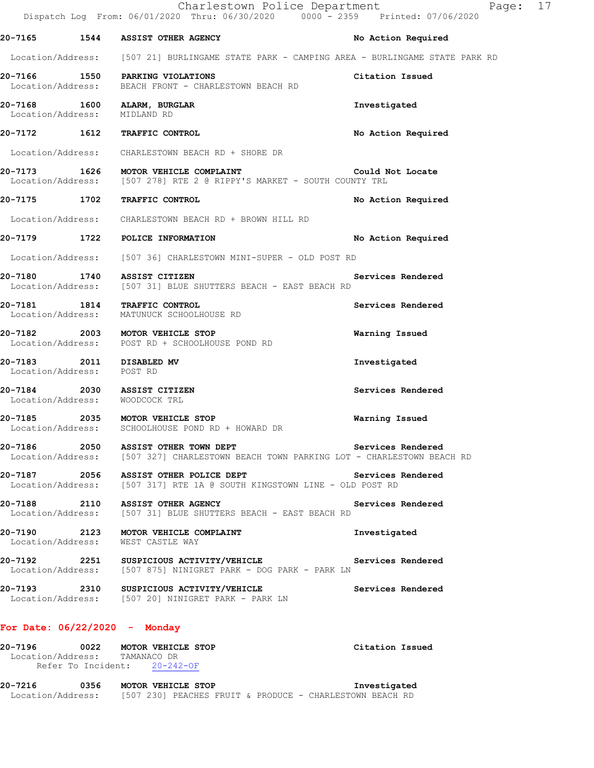**20-7165 1544 ASSIST OTHER AGENCY** — No Action Required
Location/Address: [507 21] BURLINGAME STATE PARK - CAMPING AREA - BURLINGAME STATE PARK RD

**20-7166 1550 PARKING VIOLATIONS** — Citation Issued
Location/Address: BEACH FRONT - CHARLESTOWN BEACH RD

**20-7168 1600 ALARM, BURGLAR** — Investigated
Location/Address: MIDLAND RD

**20-7172 1612 TRAFFIC CONTROL** — No Action Required
Location/Address: CHARLESTOWN BEACH RD + SHORE DR

**20-7173 1626 MOTOR VEHICLE COMPLAINT** — Could Not Locate
Location/Address: [507 278] RTE 2 @ RIPPY'S MARKET - SOUTH COUNTY TRL

**20-7175 1702 TRAFFIC CONTROL** — No Action Required
Location/Address: CHARLESTOWN BEACH RD + BROWN HILL RD

**20-7179 1722 POLICE INFORMATION** — No Action Required
Location/Address: [507 36] CHARLESTOWN MINI-SUPER - OLD POST RD

**20-7180 1740 ASSIST CITIZEN** — Services Rendered
Location/Address: [507 31] BLUE SHUTTERS BEACH - EAST BEACH RD

**20-7181 1814 TRAFFIC CONTROL** — Services Rendered
Location/Address: MATUNUCK SCHOOLHOUSE RD

**20-7182 2003 MOTOR VEHICLE STOP** — Warning Issued
Location/Address: POST RD + SCHOOLHOUSE POND RD

**20-7183 2011 DISABLED MV** — Investigated
Location/Address: POST RD

**20-7184 2030 ASSIST CITIZEN** — Services Rendered
Location/Address: WOODCOCK TRL

**20-7185 2035 MOTOR VEHICLE STOP** — Warning Issued
Location/Address: SCHOOLHOUSE POND RD + HOWARD DR

**20-7186 2050 ASSIST OTHER TOWN DEPT** — Services Rendered
Location/Address: [507 327] CHARLESTOWN BEACH TOWN PARKING LOT - CHARLESTOWN BEACH RD

**20-7187 2056 ASSIST OTHER POLICE DEPT** — Services Rendered
Location/Address: [507 317] RTE 1A @ SOUTH KINGSTOWN LINE - OLD POST RD

**20-7188 2110 ASSIST OTHER AGENCY** — Services Rendered
Location/Address: [507 31] BLUE SHUTTERS BEACH - EAST BEACH RD

**20-7190 2123 MOTOR VEHICLE COMPLAINT** — Investigated
Location/Address: WEST CASTLE WAY

**20-7192 2251 SUSPICIOUS ACTIVITY/VEHICLE** — Services Rendered
Location/Address: [507 875] NINIGRET PARK - DOG PARK - PARK LN

**20-7193 2310 SUSPICIOUS ACTIVITY/VEHICLE** — Services Rendered
Location/Address: [507 20] NINIGRET PARK - PARK LN

## For Date: 06/22/2020 - Monday

**20-7196 0022 MOTOR VEHICLE STOP** — Citation Issued
Location/Address: TAMANACO DR
Refer To Incident: 20-242-OF

**20-7216 0356 MOTOR VEHICLE STOP** — Investigated
Location/Address: [507 230] PEACHES FRUIT & PRODUCE - CHARLESTOWN BEACH RD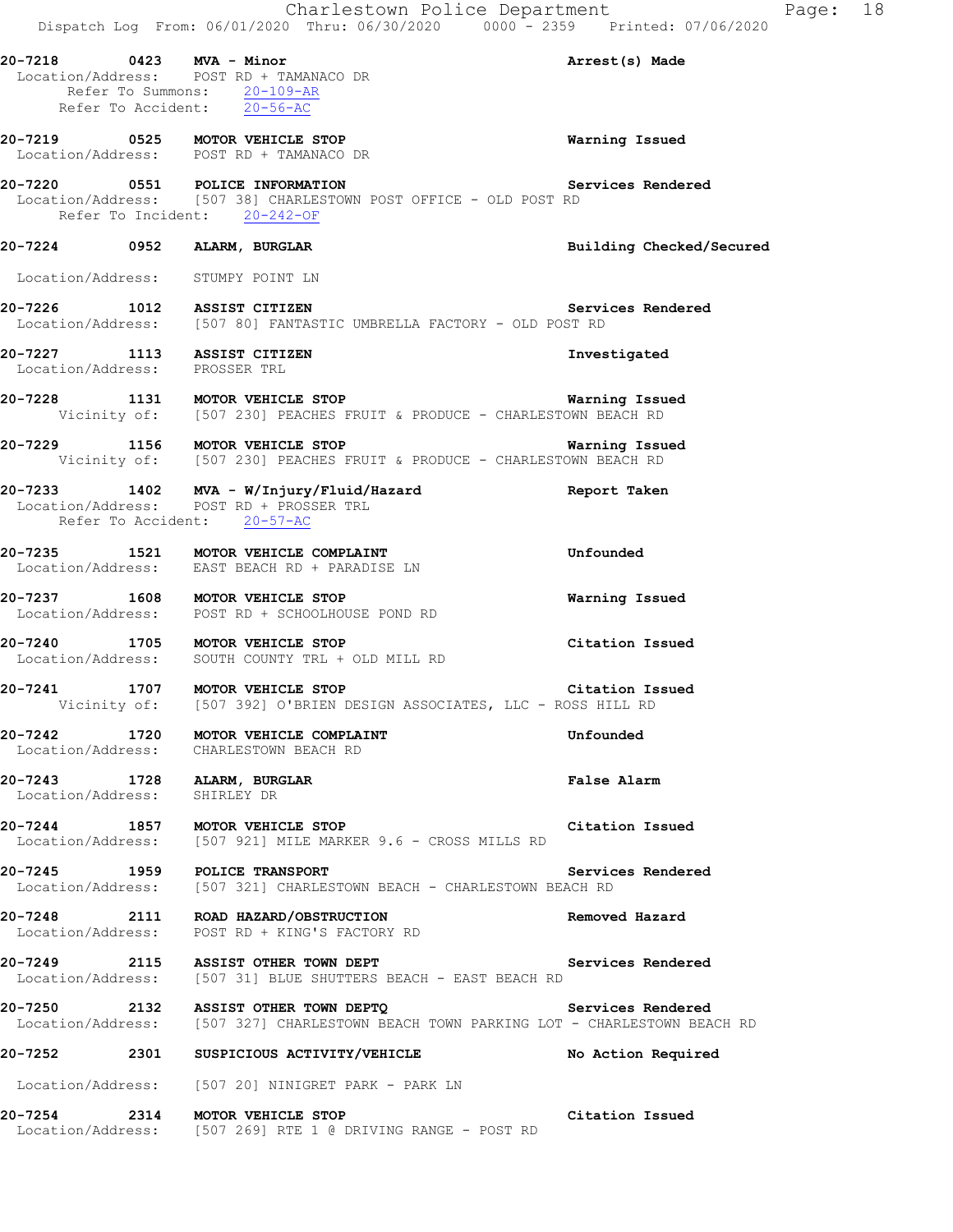**20-7218 0423 MVA - Minor** **Arrest(s) Made**
Location/Address: POST RD + TAMANACO DR
Refer To Summons: 20-109-AR
Refer To Accident: 20-56-AC

**20-7219 0525 MOTOR VEHICLE STOP** **Warning Issued**
Location/Address: POST RD + TAMANACO DR

**20-7220 0551 POLICE INFORMATION** **Services Rendered**
Location/Address: [507 38] CHARLESTOWN POST OFFICE - OLD POST RD
Refer To Incident: 20-242-OF

**20-7224 0952 ALARM, BURGLAR** **Building Checked/Secured**
Location/Address: STUMPY POINT LN

**20-7226 1012 ASSIST CITIZEN** **Services Rendered**
Location/Address: [507 80] FANTASTIC UMBRELLA FACTORY - OLD POST RD

**20-7227 1113 ASSIST CITIZEN** **Investigated**
Location/Address: PROSSER TRL

**20-7228 1131 MOTOR VEHICLE STOP** **Warning Issued**
Vicinity of: [507 230] PEACHES FRUIT & PRODUCE - CHARLESTOWN BEACH RD

**20-7229 1156 MOTOR VEHICLE STOP** **Warning Issued**
Vicinity of: [507 230] PEACHES FRUIT & PRODUCE - CHARLESTOWN BEACH RD

**20-7233 1402 MVA - W/Injury/Fluid/Hazard** **Report Taken**
Location/Address: POST RD + PROSSER TRL
Refer To Accident: 20-57-AC

**20-7235 1521 MOTOR VEHICLE COMPLAINT** **Unfounded**
Location/Address: EAST BEACH RD + PARADISE LN

**20-7237 1608 MOTOR VEHICLE STOP** **Warning Issued**
Location/Address: POST RD + SCHOOLHOUSE POND RD

**20-7240 1705 MOTOR VEHICLE STOP** **Citation Issued**
Location/Address: SOUTH COUNTY TRL + OLD MILL RD

**20-7241 1707 MOTOR VEHICLE STOP** **Citation Issued**
Vicinity of: [507 392] O'BRIEN DESIGN ASSOCIATES, LLC - ROSS HILL RD

**20-7242 1720 MOTOR VEHICLE COMPLAINT** **Unfounded**
Location/Address: CHARLESTOWN BEACH RD

**20-7243 1728 ALARM, BURGLAR** **False Alarm**
Location/Address: SHIRLEY DR

**20-7244 1857 MOTOR VEHICLE STOP** **Citation Issued**
Location/Address: [507 921] MILE MARKER 9.6 - CROSS MILLS RD

**20-7245 1959 POLICE TRANSPORT** **Services Rendered**
Location/Address: [507 321] CHARLESTOWN BEACH - CHARLESTOWN BEACH RD

**20-7248 2111 ROAD HAZARD/OBSTRUCTION** **Removed Hazard**
Location/Address: POST RD + KING'S FACTORY RD

**20-7249 2115 ASSIST OTHER TOWN DEPT** **Services Rendered**
Location/Address: [507 31] BLUE SHUTTERS BEACH - EAST BEACH RD

**20-7250 2132 ASSIST OTHER TOWN DEPTQ** **Services Rendered**
Location/Address: [507 327] CHARLESTOWN BEACH TOWN PARKING LOT - CHARLESTOWN BEACH RD

**20-7252 2301 SUSPICIOUS ACTIVITY/VEHICLE** **No Action Required**
Location/Address: [507 20] NINIGRET PARK - PARK LN

**20-7254 2314 MOTOR VEHICLE STOP** **Citation Issued**
Location/Address: [507 269] RTE 1 @ DRIVING RANGE - POST RD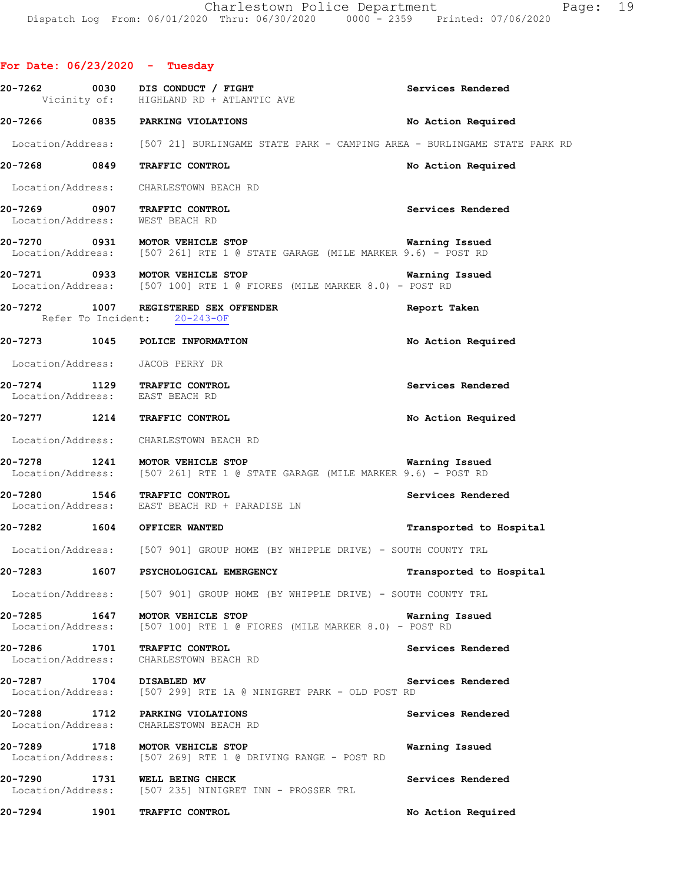## For Date: 06/23/2020 - Tuesday

**20-7262** 0030 **DIS CONDUCT / FIGHT** — Services Rendered
Vicinity of: HIGHLAND RD + ATLANTIC AVE

**20-7266** 0835 **PARKING VIOLATIONS** — No Action Required
Location/Address: [507 21] BURLINGAME STATE PARK - CAMPING AREA - BURLINGAME STATE PARK RD

**20-7268** 0849 **TRAFFIC CONTROL** — No Action Required
Location/Address: CHARLESTOWN BEACH RD

**20-7269** 0907 **TRAFFIC CONTROL** — Services Rendered
Location/Address: WEST BEACH RD

**20-7270** 0931 **MOTOR VEHICLE STOP** — Warning Issued
Location/Address: [507 261] RTE 1 @ STATE GARAGE (MILE MARKER 9.6) - POST RD

**20-7271** 0933 **MOTOR VEHICLE STOP** — Warning Issued
Location/Address: [507 100] RTE 1 @ FIORES (MILE MARKER 8.0) - POST RD

**20-7272** 1007 **REGISTERED SEX OFFENDER** — Report Taken
Refer To Incident: 20-243-OF

**20-7273** 1045 **POLICE INFORMATION** — No Action Required
Location/Address: JACOB PERRY DR

**20-7274** 1129 **TRAFFIC CONTROL** — Services Rendered
Location/Address: EAST BEACH RD

**20-7277** 1214 **TRAFFIC CONTROL** — No Action Required
Location/Address: CHARLESTOWN BEACH RD

**20-7278** 1241 **MOTOR VEHICLE STOP** — Warning Issued
Location/Address: [507 261] RTE 1 @ STATE GARAGE (MILE MARKER 9.6) - POST RD

**20-7280** 1546 **TRAFFIC CONTROL** — Services Rendered
Location/Address: EAST BEACH RD + PARADISE LN

**20-7282** 1604 **OFFICER WANTED** — Transported to Hospital
Location/Address: [507 901] GROUP HOME (BY WHIPPLE DRIVE) - SOUTH COUNTY TRL

**20-7283** 1607 **PSYCHOLOGICAL EMERGENCY** — Transported to Hospital
Location/Address: [507 901] GROUP HOME (BY WHIPPLE DRIVE) - SOUTH COUNTY TRL

**20-7285** 1647 **MOTOR VEHICLE STOP** — Warning Issued
Location/Address: [507 100] RTE 1 @ FIORES (MILE MARKER 8.0) - POST RD

**20-7286** 1701 **TRAFFIC CONTROL** — Services Rendered
Location/Address: CHARLESTOWN BEACH RD

**20-7287** 1704 **DISABLED MV** — Services Rendered
Location/Address: [507 299] RTE 1A @ NINIGRET PARK - OLD POST RD

**20-7288** 1712 **PARKING VIOLATIONS** — Services Rendered
Location/Address: CHARLESTOWN BEACH RD

**20-7289** 1718 **MOTOR VEHICLE STOP** — Warning Issued
Location/Address: [507 269] RTE 1 @ DRIVING RANGE - POST RD

**20-7290** 1731 **WELL BEING CHECK** — Services Rendered
Location/Address: [507 235] NINIGRET INN - PROSSER TRL

**20-7294** 1901 **TRAFFIC CONTROL** — No Action Required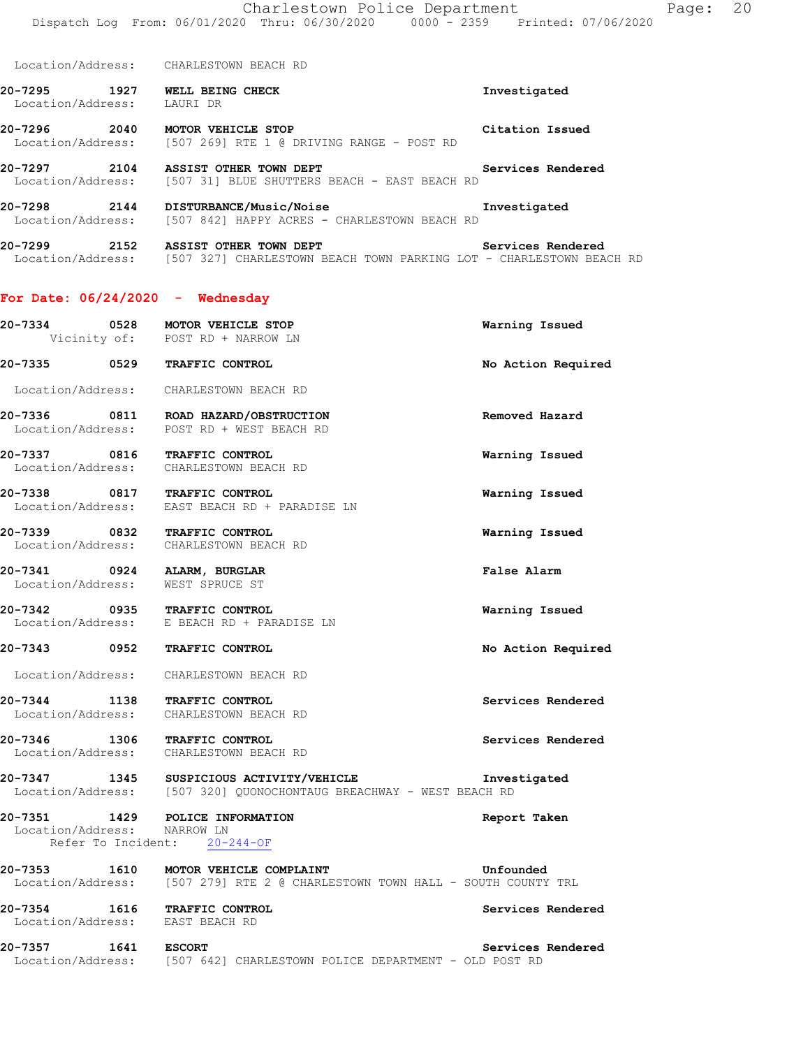Location/Address: CHARLESTOWN BEACH RD

**20-7295 1927 WELL BEING CHECK** — Investigated
Location/Address: LAURI DR

**20-7296 2040 MOTOR VEHICLE STOP** — Citation Issued
Location/Address: [507 269] RTE 1 @ DRIVING RANGE - POST RD

**20-7297 2104 ASSIST OTHER TOWN DEPT** — Services Rendered
Location/Address: [507 31] BLUE SHUTTERS BEACH - EAST BEACH RD

**20-7298 2144 DISTURBANCE/Music/Noise** — Investigated
Location/Address: [507 842] HAPPY ACRES - CHARLESTOWN BEACH RD

**20-7299 2152 ASSIST OTHER TOWN DEPT** — Services Rendered
Location/Address: [507 327] CHARLESTOWN BEACH TOWN PARKING LOT - CHARLESTOWN BEACH RD

## For Date: 06/24/2020 - Wednesday

**20-7334 0528 MOTOR VEHICLE STOP** — Warning Issued
Vicinity of: POST RD + NARROW LN

**20-7335 0529 TRAFFIC CONTROL** — No Action Required
Location/Address: CHARLESTOWN BEACH RD

**20-7336 0811 ROAD HAZARD/OBSTRUCTION** — Removed Hazard
Location/Address: POST RD + WEST BEACH RD

**20-7337 0816 TRAFFIC CONTROL** — Warning Issued
Location/Address: CHARLESTOWN BEACH RD

**20-7338 0817 TRAFFIC CONTROL** — Warning Issued
Location/Address: EAST BEACH RD + PARADISE LN

**20-7339 0832 TRAFFIC CONTROL** — Warning Issued
Location/Address: CHARLESTOWN BEACH RD

**20-7341 0924 ALARM, BURGLAR** — False Alarm
Location/Address: WEST SPRUCE ST

**20-7342 0935 TRAFFIC CONTROL** — Warning Issued
Location/Address: E BEACH RD + PARADISE LN

**20-7343 0952 TRAFFIC CONTROL** — No Action Required
Location/Address: CHARLESTOWN BEACH RD

**20-7344 1138 TRAFFIC CONTROL** — Services Rendered
Location/Address: CHARLESTOWN BEACH RD

**20-7346 1306 TRAFFIC CONTROL** — Services Rendered
Location/Address: CHARLESTOWN BEACH RD

**20-7347 1345 SUSPICIOUS ACTIVITY/VEHICLE** — Investigated
Location/Address: [507 320] QUONOCHONTAUG BREACHWAY - WEST BEACH RD

**20-7351 1429 POLICE INFORMATION** — Report Taken
Location/Address: NARROW LN
Refer To Incident: 20-244-OF

**20-7353 1610 MOTOR VEHICLE COMPLAINT** — Unfounded
Location/Address: [507 279] RTE 2 @ CHARLESTOWN TOWN HALL - SOUTH COUNTY TRL

**20-7354 1616 TRAFFIC CONTROL** — Services Rendered
Location/Address: EAST BEACH RD

**20-7357 1641 ESCORT** — Services Rendered
Location/Address: [507 642] CHARLESTOWN POLICE DEPARTMENT - OLD POST RD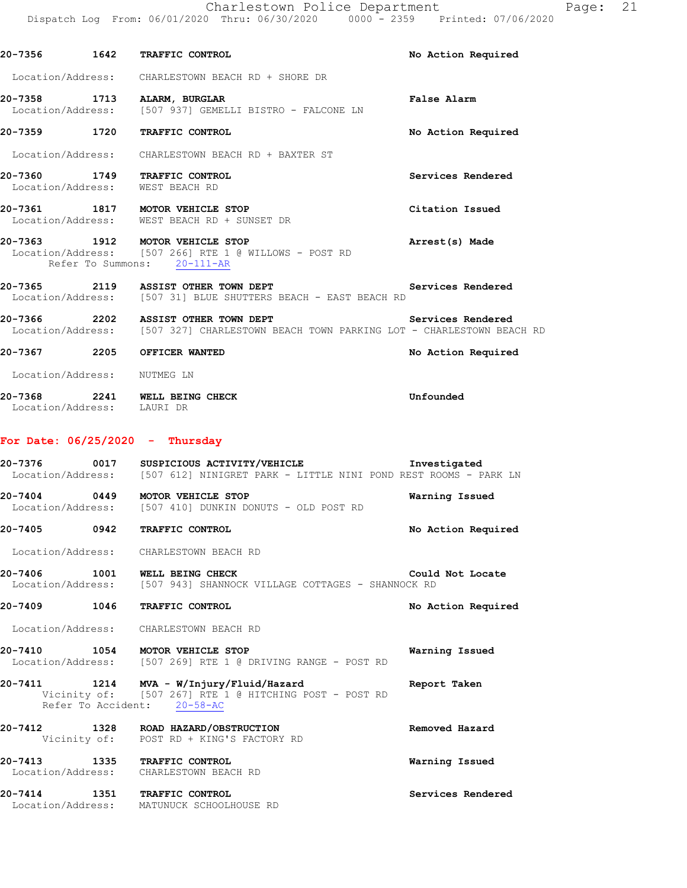20-7356 1642 TRAFFIC CONTROL No Action Required

Location/Address: CHARLESTOWN BEACH RD + SHORE DR

20-7358 1713 ALARM, BURGLAR False Alarm
Location/Address: [507 937] GEMELLI BISTRO - FALCONE LN

20-7359 1720 TRAFFIC CONTROL No Action Required

Location/Address: CHARLESTOWN BEACH RD + BAXTER ST

20-7360 1749 TRAFFIC CONTROL Services Rendered
Location/Address: WEST BEACH RD

20-7361 1817 MOTOR VEHICLE STOP Citation Issued
Location/Address: WEST BEACH RD + SUNSET DR

20-7363 1912 MOTOR VEHICLE STOP Arrest(s) Made
Location/Address: [507 266] RTE 1 @ WILLOWS - POST RD
Refer To Summons: 20-111-AR

20-7365 2119 ASSIST OTHER TOWN DEPT Services Rendered
Location/Address: [507 31] BLUE SHUTTERS BEACH - EAST BEACH RD

20-7366 2202 ASSIST OTHER TOWN DEPT Services Rendered
Location/Address: [507 327] CHARLESTOWN BEACH TOWN PARKING LOT - CHARLESTOWN BEACH RD

20-7367 2205 OFFICER WANTED No Action Required

Location/Address: NUTMEG LN

20-7368 2241 WELL BEING CHECK Unfounded
Location/Address: LAURI DR

## For Date: 06/25/2020 - Thursday

20-7376 0017 SUSPICIOUS ACTIVITY/VEHICLE Investigated
Location/Address: [507 612] NINIGRET PARK - LITTLE NINI POND REST ROOMS - PARK LN

20-7404 0449 MOTOR VEHICLE STOP Warning Issued
Location/Address: [507 410] DUNKIN DONUTS - OLD POST RD

20-7405 0942 TRAFFIC CONTROL No Action Required

Location/Address: CHARLESTOWN BEACH RD

20-7406 1001 WELL BEING CHECK Could Not Locate
Location/Address: [507 943] SHANNOCK VILLAGE COTTAGES - SHANNOCK RD

20-7409 1046 TRAFFIC CONTROL No Action Required

Location/Address: CHARLESTOWN BEACH RD

20-7410 1054 MOTOR VEHICLE STOP Warning Issued
Location/Address: [507 269] RTE 1 @ DRIVING RANGE - POST RD

20-7411 1214 MVA - W/Injury/Fluid/Hazard Report Taken
Vicinity of: [507 267] RTE 1 @ HITCHING POST - POST RD
Refer To Accident: 20-58-AC

20-7412 1328 ROAD HAZARD/OBSTRUCTION Removed Hazard
Vicinity of: POST RD + KING'S FACTORY RD

20-7413 1335 TRAFFIC CONTROL Warning Issued
Location/Address: CHARLESTOWN BEACH RD

20-7414 1351 TRAFFIC CONTROL Services Rendered
Location/Address: MATUNUCK SCHOOLHOUSE RD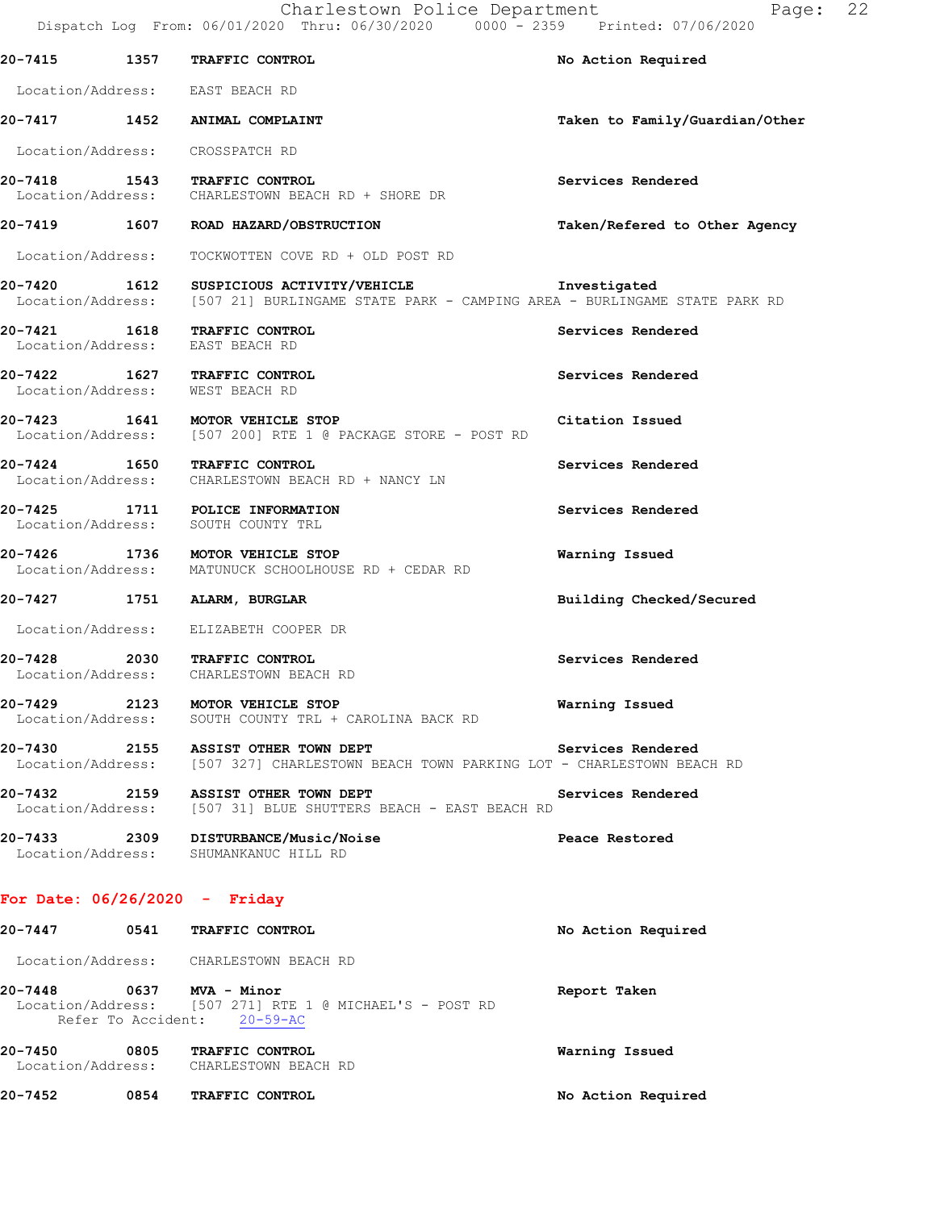| Call # | Time | Call Reason | Action |
|---|---|---|---|
| 20-7415 | 1357 | TRAFFIC CONTROL | No Action Required |

Location/Address: EAST BEACH RD

| Call # | Time | Call Reason | Action |
|---|---|---|---|
| 20-7417 | 1452 | ANIMAL COMPLAINT | Taken to Family/Guardian/Other |

Location/Address: CROSSPATCH RD

**20-7418** 1543 **TRAFFIC CONTROL** — **Services Rendered**
Location/Address: CHARLESTOWN BEACH RD + SHORE DR

**20-7419** 1607 **ROAD HAZARD/OBSTRUCTION** — **Taken/Refered to Other Agency**
Location/Address: TOCKWOTTEN COVE RD + OLD POST RD

**20-7420** 1612 **SUSPICIOUS ACTIVITY/VEHICLE** — **Investigated**
Location/Address: [507 21] BURLINGAME STATE PARK - CAMPING AREA - BURLINGAME STATE PARK RD

**20-7421** 1618 **TRAFFIC CONTROL** — **Services Rendered**
Location/Address: EAST BEACH RD

**20-7422** 1627 **TRAFFIC CONTROL** — **Services Rendered**
Location/Address: WEST BEACH RD

**20-7423** 1641 **MOTOR VEHICLE STOP** — **Citation Issued**
Location/Address: [507 200] RTE 1 @ PACKAGE STORE - POST RD

**20-7424** 1650 **TRAFFIC CONTROL** — **Services Rendered**
Location/Address: CHARLESTOWN BEACH RD + NANCY LN

**20-7425** 1711 **POLICE INFORMATION** — **Services Rendered**
Location/Address: SOUTH COUNTY TRL

**20-7426** 1736 **MOTOR VEHICLE STOP** — **Warning Issued**
Location/Address: MATUNUCK SCHOOLHOUSE RD + CEDAR RD

**20-7427** 1751 **ALARM, BURGLAR** — **Building Checked/Secured**
Location/Address: ELIZABETH COOPER DR

**20-7428** 2030 **TRAFFIC CONTROL** — **Services Rendered**
Location/Address: CHARLESTOWN BEACH RD

**20-7429** 2123 **MOTOR VEHICLE STOP** — **Warning Issued**
Location/Address: SOUTH COUNTY TRL + CAROLINA BACK RD

**20-7430** 2155 **ASSIST OTHER TOWN DEPT** — **Services Rendered**
Location/Address: [507 327] CHARLESTOWN BEACH TOWN PARKING LOT - CHARLESTOWN BEACH RD

**20-7432** 2159 **ASSIST OTHER TOWN DEPT** — **Services Rendered**
Location/Address: [507 31] BLUE SHUTTERS BEACH - EAST BEACH RD

**20-7433** 2309 **DISTURBANCE/Music/Noise** — **Peace Restored**
Location/Address: SHUMANKANUC HILL RD

## For Date: 06/26/2020 - Friday

**20-7447** 0541 **TRAFFIC CONTROL** — **No Action Required**
Location/Address: CHARLESTOWN BEACH RD

**20-7448** 0637 **MVA - Minor** — **Report Taken**
Location/Address: [507 271] RTE 1 @ MICHAEL'S - POST RD
Refer To Accident: 20-59-AC

**20-7450** 0805 **TRAFFIC CONTROL** — **Warning Issued**
Location/Address: CHARLESTOWN BEACH RD

**20-7452** 0854 **TRAFFIC CONTROL** — **No Action Required**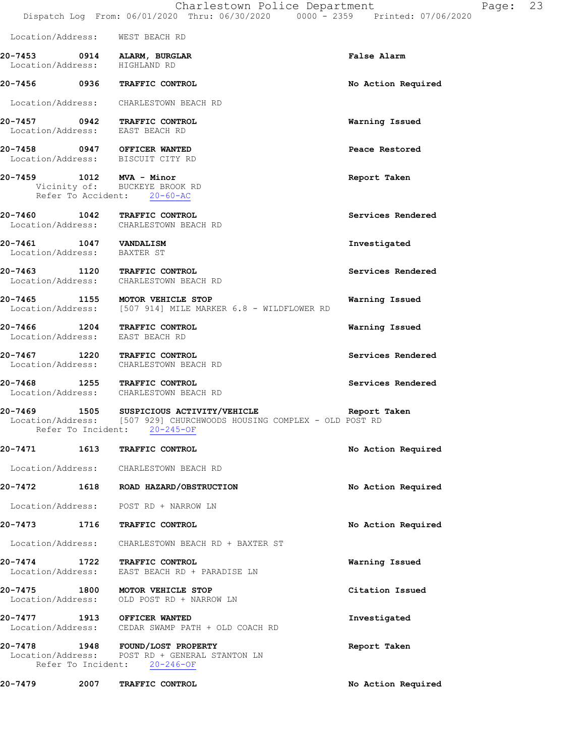Location/Address: WEST BEACH RD

**20-7453** 0914 **ALARM, BURGLAR** **False Alarm**
Location/Address: HIGHLAND RD

**20-7456** 0936 **TRAFFIC CONTROL** **No Action Required**

Location/Address: CHARLESTOWN BEACH RD

**20-7457** 0942 **TRAFFIC CONTROL** **Warning Issued**
Location/Address: EAST BEACH RD

**20-7458** 0947 **OFFICER WANTED** **Peace Restored**
Location/Address: BISCUIT CITY RD

**20-7459** 1012 **MVA - Minor** **Report Taken**
Vicinity of: BUCKEYE BROOK RD
Refer To Accident: 20-60-AC

**20-7460** 1042 **TRAFFIC CONTROL** **Services Rendered**
Location/Address: CHARLESTOWN BEACH RD

**20-7461** 1047 **VANDALISM** **Investigated**
Location/Address: BAXTER ST

**20-7463** 1120 **TRAFFIC CONTROL** **Services Rendered**
Location/Address: CHARLESTOWN BEACH RD

**20-7465** 1155 **MOTOR VEHICLE STOP** **Warning Issued**
Location/Address: [507 914] MILE MARKER 6.8 - WILDFLOWER RD

**20-7466** 1204 **TRAFFIC CONTROL** **Warning Issued**
Location/Address: EAST BEACH RD

**20-7467** 1220 **TRAFFIC CONTROL** **Services Rendered**
Location/Address: CHARLESTOWN BEACH RD

**20-7468** 1255 **TRAFFIC CONTROL** **Services Rendered**
Location/Address: CHARLESTOWN BEACH RD

**20-7469** 1505 **SUSPICIOUS ACTIVITY/VEHICLE** **Report Taken**
Location/Address: [507 929] CHURCHWOODS HOUSING COMPLEX - OLD POST RD
Refer To Incident: 20-245-OF

**20-7471** 1613 **TRAFFIC CONTROL** **No Action Required**

Location/Address: CHARLESTOWN BEACH RD

**20-7472** 1618 **ROAD HAZARD/OBSTRUCTION** **No Action Required**

Location/Address: POST RD + NARROW LN

**20-7473** 1716 **TRAFFIC CONTROL** **No Action Required**

Location/Address: CHARLESTOWN BEACH RD + BAXTER ST

**20-7474** 1722 **TRAFFIC CONTROL** **Warning Issued**
Location/Address: EAST BEACH RD + PARADISE LN

**20-7475** 1800 **MOTOR VEHICLE STOP** **Citation Issued**
Location/Address: OLD POST RD + NARROW LN

**20-7477** 1913 **OFFICER WANTED** **Investigated**
Location/Address: CEDAR SWAMP PATH + OLD COACH RD

**20-7478** 1948 **FOUND/LOST PROPERTY** **Report Taken**
Location/Address: POST RD + GENERAL STANTON LN
Refer To Incident: 20-246-OF

**20-7479** 2007 **TRAFFIC CONTROL** **No Action Required**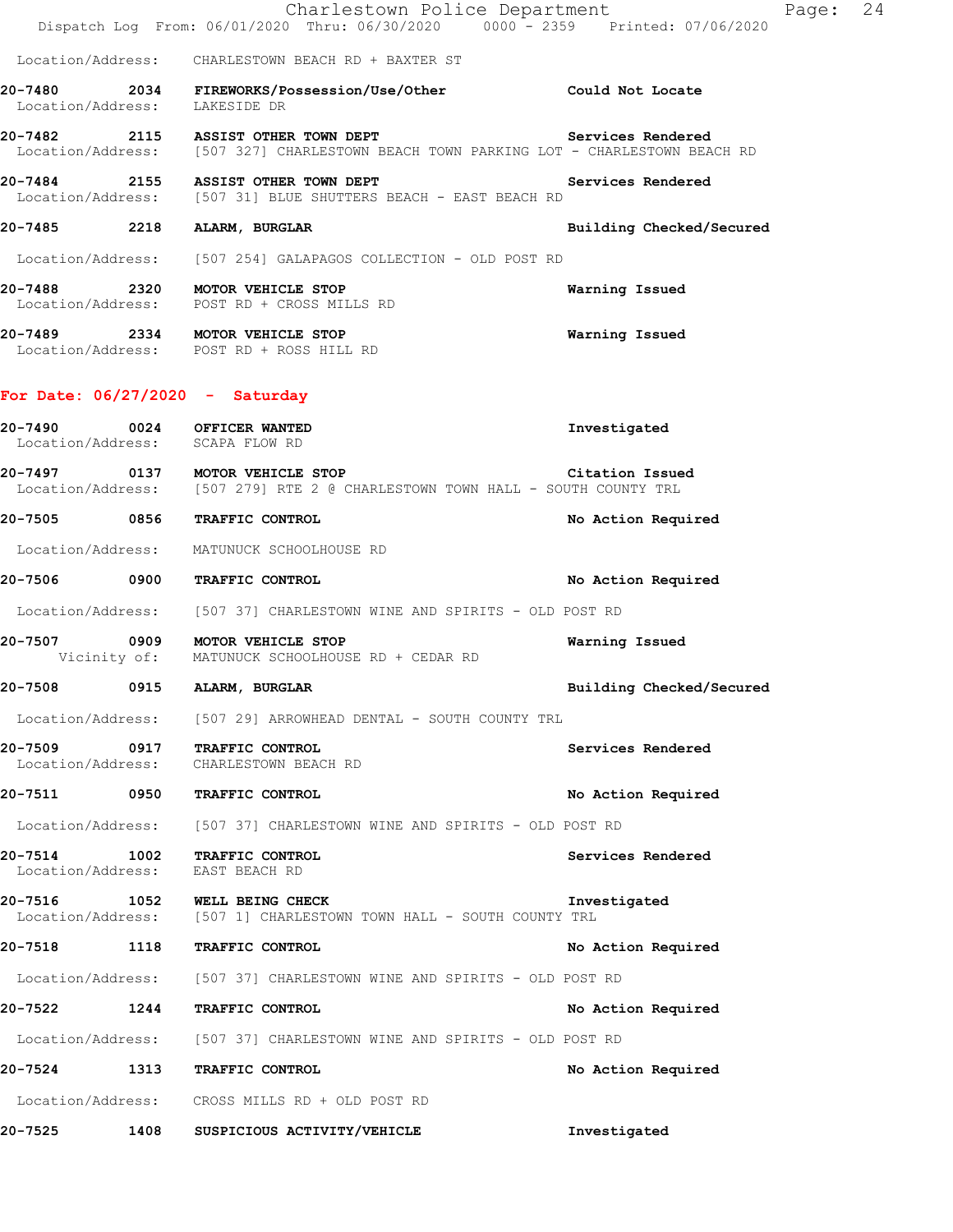Location/Address: CHARLESTOWN BEACH RD + BAXTER ST

**20-7480 2034 FIREWORKS/Possession/Use/Other** Could Not Locate
Location/Address: LAKESIDE DR

**20-7482 2115 ASSIST OTHER TOWN DEPT** Services Rendered
Location/Address: [507 327] CHARLESTOWN BEACH TOWN PARKING LOT - CHARLESTOWN BEACH RD

**20-7484 2155 ASSIST OTHER TOWN DEPT** Services Rendered
Location/Address: [507 31] BLUE SHUTTERS BEACH - EAST BEACH RD

**20-7485 2218 ALARM, BURGLAR** Building Checked/Secured
Location/Address: [507 254] GALAPAGOS COLLECTION - OLD POST RD

**20-7488 2320 MOTOR VEHICLE STOP** Warning Issued
Location/Address: POST RD + CROSS MILLS RD

**20-7489 2334 MOTOR VEHICLE STOP** Warning Issued
Location/Address: POST RD + ROSS HILL RD

## For Date: 06/27/2020 - Saturday

**20-7490 0024 OFFICER WANTED** Investigated
Location/Address: SCAPA FLOW RD

**20-7497 0137 MOTOR VEHICLE STOP** Citation Issued
Location/Address: [507 279] RTE 2 @ CHARLESTOWN TOWN HALL - SOUTH COUNTY TRL

**20-7505 0856 TRAFFIC CONTROL** No Action Required
Location/Address: MATUNUCK SCHOOLHOUSE RD

**20-7506 0900 TRAFFIC CONTROL** No Action Required
Location/Address: [507 37] CHARLESTOWN WINE AND SPIRITS - OLD POST RD

**20-7507 0909 MOTOR VEHICLE STOP** Warning Issued
Vicinity of: MATUNUCK SCHOOLHOUSE RD + CEDAR RD

**20-7508 0915 ALARM, BURGLAR** Building Checked/Secured
Location/Address: [507 29] ARROWHEAD DENTAL - SOUTH COUNTY TRL

**20-7509 0917 TRAFFIC CONTROL** Services Rendered
Location/Address: CHARLESTOWN BEACH RD

**20-7511 0950 TRAFFIC CONTROL** No Action Required
Location/Address: [507 37] CHARLESTOWN WINE AND SPIRITS - OLD POST RD

**20-7514 1002 TRAFFIC CONTROL** Services Rendered
Location/Address: EAST BEACH RD

**20-7516 1052 WELL BEING CHECK** Investigated
Location/Address: [507 1] CHARLESTOWN TOWN HALL - SOUTH COUNTY TRL

**20-7518 1118 TRAFFIC CONTROL** No Action Required
Location/Address: [507 37] CHARLESTOWN WINE AND SPIRITS - OLD POST RD

**20-7522 1244 TRAFFIC CONTROL** No Action Required
Location/Address: [507 37] CHARLESTOWN WINE AND SPIRITS - OLD POST RD

**20-7524 1313 TRAFFIC CONTROL** No Action Required
Location/Address: CROSS MILLS RD + OLD POST RD

**20-7525 1408 SUSPICIOUS ACTIVITY/VEHICLE** Investigated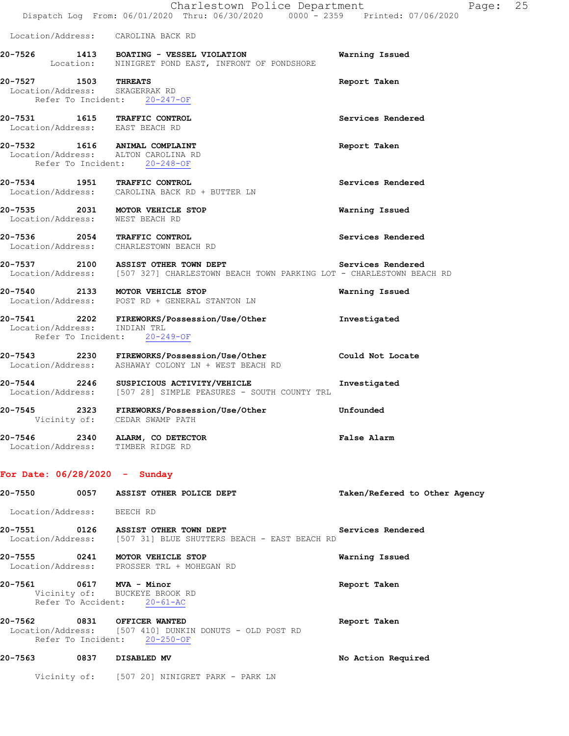Location/Address: CAROLINA BACK RD

**20-7526 1413 BOATING - VESSEL VIOLATION** Warning Issued
Location: NINIGRET POND EAST, INFRONT OF PONDSHORE

**20-7527 1503 THREATS** Report Taken
Location/Address: SKAGERRAK RD
Refer To Incident: 20-247-OF

**20-7531 1615 TRAFFIC CONTROL** Services Rendered
Location/Address: EAST BEACH RD

**20-7532 1616 ANIMAL COMPLAINT** Report Taken
Location/Address: ALTON CAROLINA RD
Refer To Incident: 20-248-OF

**20-7534 1951 TRAFFIC CONTROL** Services Rendered
Location/Address: CAROLINA BACK RD + BUTTER LN

**20-7535 2031 MOTOR VEHICLE STOP** Warning Issued
Location/Address: WEST BEACH RD

**20-7536 2054 TRAFFIC CONTROL** Services Rendered
Location/Address: CHARLESTOWN BEACH RD

**20-7537 2100 ASSIST OTHER TOWN DEPT** Services Rendered
Location/Address: [507 327] CHARLESTOWN BEACH TOWN PARKING LOT - CHARLESTOWN BEACH RD

**20-7540 2133 MOTOR VEHICLE STOP** Warning Issued
Location/Address: POST RD + GENERAL STANTON LN

**20-7541 2202 FIREWORKS/Possession/Use/Other** Investigated
Location/Address: INDIAN TRL
Refer To Incident: 20-249-OF

**20-7543 2230 FIREWORKS/Possession/Use/Other** Could Not Locate
Location/Address: ASHAWAY COLONY LN + WEST BEACH RD

**20-7544 2246 SUSPICIOUS ACTIVITY/VEHICLE** Investigated
Location/Address: [507 28] SIMPLE PEASURES - SOUTH COUNTY TRL

**20-7545 2323 FIREWORKS/Possession/Use/Other** Unfounded
Vicinity of: CEDAR SWAMP PATH

**20-7546 2340 ALARM, CO DETECTOR** False Alarm
Location/Address: TIMBER RIDGE RD

## For Date: 06/28/2020 - Sunday

**20-7550 0057 ASSIST OTHER POLICE DEPT** Taken/Refered to Other Agency
Location/Address: BEECH RD

**20-7551 0126 ASSIST OTHER TOWN DEPT** Services Rendered
Location/Address: [507 31] BLUE SHUTTERS BEACH - EAST BEACH RD

**20-7555 0241 MOTOR VEHICLE STOP** Warning Issued
Location/Address: PROSSER TRL + MOHEGAN RD

**20-7561 0617 MVA - Minor** Report Taken
Vicinity of: BUCKEYE BROOK RD
Refer To Accident: 20-61-AC

**20-7562 0831 OFFICER WANTED** Report Taken
Location/Address: [507 410] DUNKIN DONUTS - OLD POST RD
Refer To Incident: 20-250-OF

**20-7563 0837 DISABLED MV** No Action Required
Vicinity of: [507 20] NINIGRET PARK - PARK LN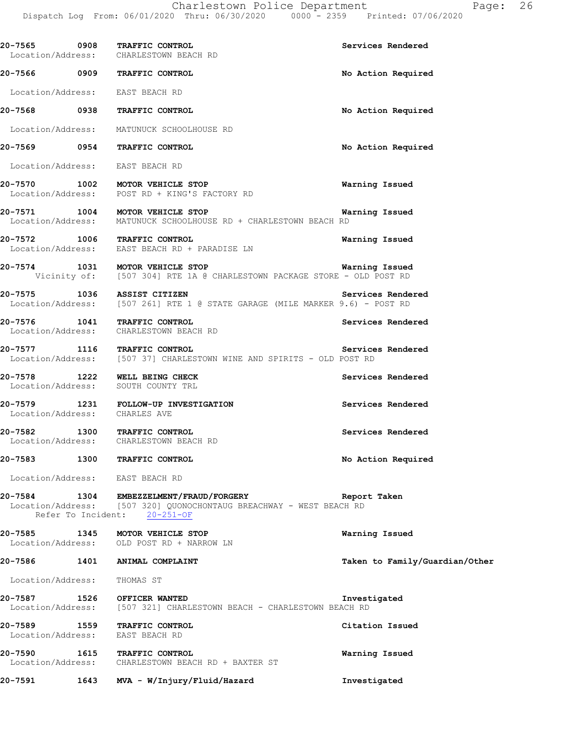**20-7565 0908 TRAFFIC CONTROL** — **Services Rendered**
Location/Address: CHARLESTOWN BEACH RD

**20-7566 0909 TRAFFIC CONTROL** — **No Action Required**
Location/Address: EAST BEACH RD

**20-7568 0938 TRAFFIC CONTROL** — **No Action Required**
Location/Address: MATUNUCK SCHOOLHOUSE RD

**20-7569 0954 TRAFFIC CONTROL** — **No Action Required**
Location/Address: EAST BEACH RD

**20-7570 1002 MOTOR VEHICLE STOP** — **Warning Issued**
Location/Address: POST RD + KING'S FACTORY RD

**20-7571 1004 MOTOR VEHICLE STOP** — **Warning Issued**
Location/Address: MATUNUCK SCHOOLHOUSE RD + CHARLESTOWN BEACH RD

**20-7572 1006 TRAFFIC CONTROL** — **Warning Issued**
Location/Address: EAST BEACH RD + PARADISE LN

**20-7574 1031 MOTOR VEHICLE STOP** — **Warning Issued**
Vicinity of: [507 304] RTE 1A @ CHARLESTOWN PACKAGE STORE - OLD POST RD

**20-7575 1036 ASSIST CITIZEN** — **Services Rendered**
Location/Address: [507 261] RTE 1 @ STATE GARAGE (MILE MARKER 9.6) - POST RD

**20-7576 1041 TRAFFIC CONTROL** — **Services Rendered**
Location/Address: CHARLESTOWN BEACH RD

**20-7577 1116 TRAFFIC CONTROL** — **Services Rendered**
Location/Address: [507 37] CHARLESTOWN WINE AND SPIRITS - OLD POST RD

**20-7578 1222 WELL BEING CHECK** — **Services Rendered**
Location/Address: SOUTH COUNTY TRL

**20-7579 1231 FOLLOW-UP INVESTIGATION** — **Services Rendered**
Location/Address: CHARLES AVE

**20-7582 1300 TRAFFIC CONTROL** — **Services Rendered**
Location/Address: CHARLESTOWN BEACH RD

**20-7583 1300 TRAFFIC CONTROL** — **No Action Required**
Location/Address: EAST BEACH RD

**20-7584 1304 EMBEZZELMENT/FRAUD/FORGERY** — **Report Taken**
Location/Address: [507 320] QUONOCHONTAUG BREACHWAY - WEST BEACH RD
Refer To Incident: 20-251-OF

**20-7585 1345 MOTOR VEHICLE STOP** — **Warning Issued**
Location/Address: OLD POST RD + NARROW LN

**20-7586 1401 ANIMAL COMPLAINT** — **Taken to Family/Guardian/Other**
Location/Address: THOMAS ST

**20-7587 1526 OFFICER WANTED** — **Investigated**
Location/Address: [507 321] CHARLESTOWN BEACH - CHARLESTOWN BEACH RD

**20-7589 1559 TRAFFIC CONTROL** — **Citation Issued**
Location/Address: EAST BEACH RD

**20-7590 1615 TRAFFIC CONTROL** — **Warning Issued**
Location/Address: CHARLESTOWN BEACH RD + BAXTER ST

**20-7591 1643 MVA - W/Injury/Fluid/Hazard** — **Investigated**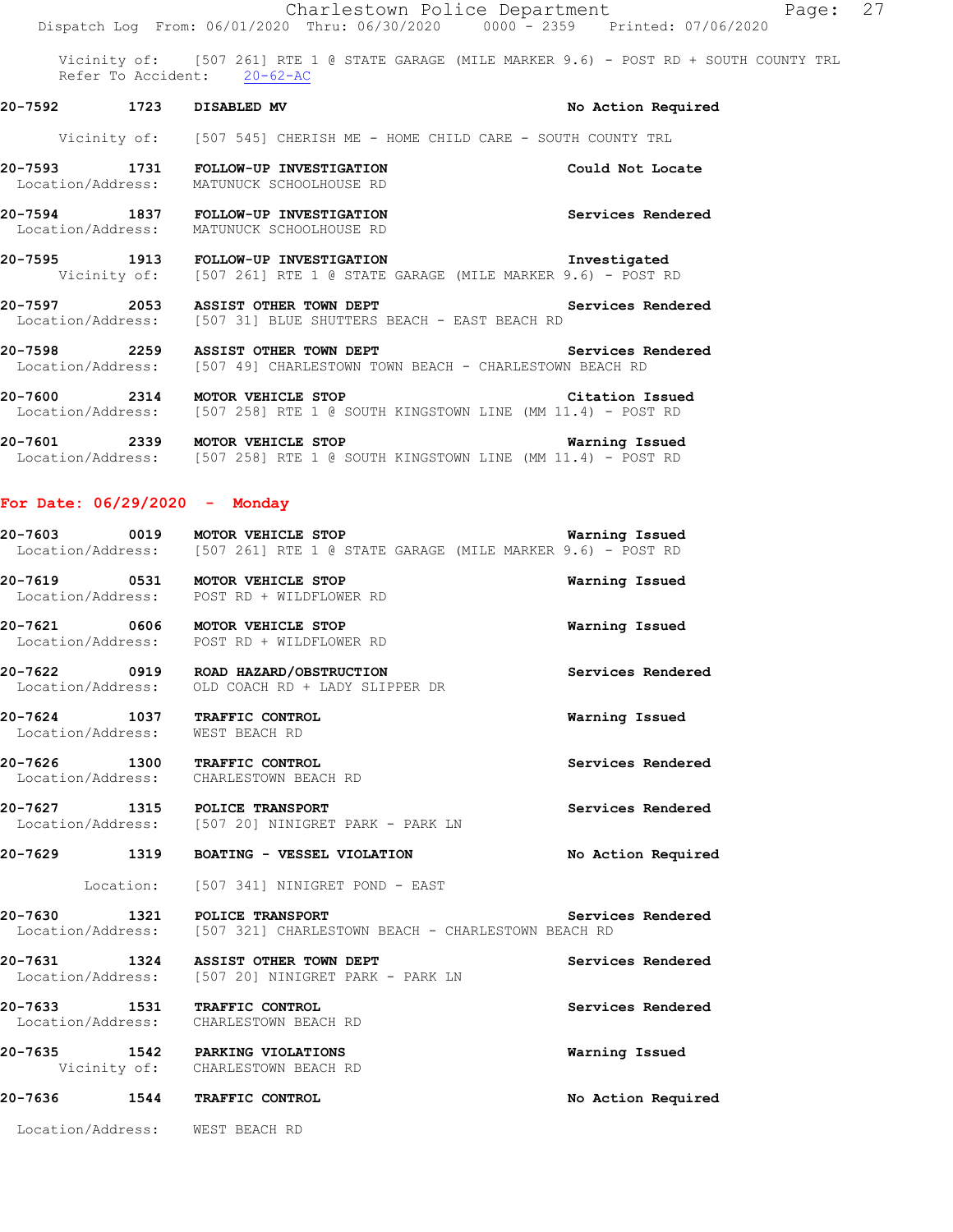Vicinity of: [507 261] RTE 1 @ STATE GARAGE (MILE MARKER 9.6) - POST RD + SOUTH COUNTY TRL
Refer To Accident: 20-62-AC

**20-7592 1723 DISABLED MV** — **No Action Required**
Vicinity of: [507 545] CHERISH ME - HOME CHILD CARE - SOUTH COUNTY TRL

**20-7593 1731 FOLLOW-UP INVESTIGATION** — **Could Not Locate**
Location/Address: MATUNUCK SCHOOLHOUSE RD

**20-7594 1837 FOLLOW-UP INVESTIGATION** — **Services Rendered**
Location/Address: MATUNUCK SCHOOLHOUSE RD

**20-7595 1913 FOLLOW-UP INVESTIGATION** — **Investigated**
Vicinity of: [507 261] RTE 1 @ STATE GARAGE (MILE MARKER 9.6) - POST RD

**20-7597 2053 ASSIST OTHER TOWN DEPT** — **Services Rendered**
Location/Address: [507 31] BLUE SHUTTERS BEACH - EAST BEACH RD

**20-7598 2259 ASSIST OTHER TOWN DEPT** — **Services Rendered**
Location/Address: [507 49] CHARLESTOWN TOWN BEACH - CHARLESTOWN BEACH RD

**20-7600 2314 MOTOR VEHICLE STOP** — **Citation Issued**
Location/Address: [507 258] RTE 1 @ SOUTH KINGSTOWN LINE (MM 11.4) - POST RD

**20-7601 2339 MOTOR VEHICLE STOP** — **Warning Issued**
Location/Address: [507 258] RTE 1 @ SOUTH KINGSTOWN LINE (MM 11.4) - POST RD

## For Date: 06/29/2020 - Monday

**20-7603 0019 MOTOR VEHICLE STOP** — **Warning Issued**
Location/Address: [507 261] RTE 1 @ STATE GARAGE (MILE MARKER 9.6) - POST RD

**20-7619 0531 MOTOR VEHICLE STOP** — **Warning Issued**
Location/Address: POST RD + WILDFLOWER RD

**20-7621 0606 MOTOR VEHICLE STOP** — **Warning Issued**
Location/Address: POST RD + WILDFLOWER RD

**20-7622 0919 ROAD HAZARD/OBSTRUCTION** — **Services Rendered**
Location/Address: OLD COACH RD + LADY SLIPPER DR

**20-7624 1037 TRAFFIC CONTROL** — **Warning Issued**
Location/Address: WEST BEACH RD

**20-7626 1300 TRAFFIC CONTROL** — **Services Rendered**
Location/Address: CHARLESTOWN BEACH RD

**20-7627 1315 POLICE TRANSPORT** — **Services Rendered**
Location/Address: [507 20] NINIGRET PARK - PARK LN

**20-7629 1319 BOATING - VESSEL VIOLATION** — **No Action Required**
Location: [507 341] NINIGRET POND - EAST

**20-7630 1321 POLICE TRANSPORT** — **Services Rendered**
Location/Address: [507 321] CHARLESTOWN BEACH - CHARLESTOWN BEACH RD

**20-7631 1324 ASSIST OTHER TOWN DEPT** — **Services Rendered**
Location/Address: [507 20] NINIGRET PARK - PARK LN

**20-7633 1531 TRAFFIC CONTROL** — **Services Rendered**
Location/Address: CHARLESTOWN BEACH RD

**20-7635 1542 PARKING VIOLATIONS** — **Warning Issued**
Vicinity of: CHARLESTOWN BEACH RD

**20-7636 1544 TRAFFIC CONTROL** — **No Action Required**
Location/Address: WEST BEACH RD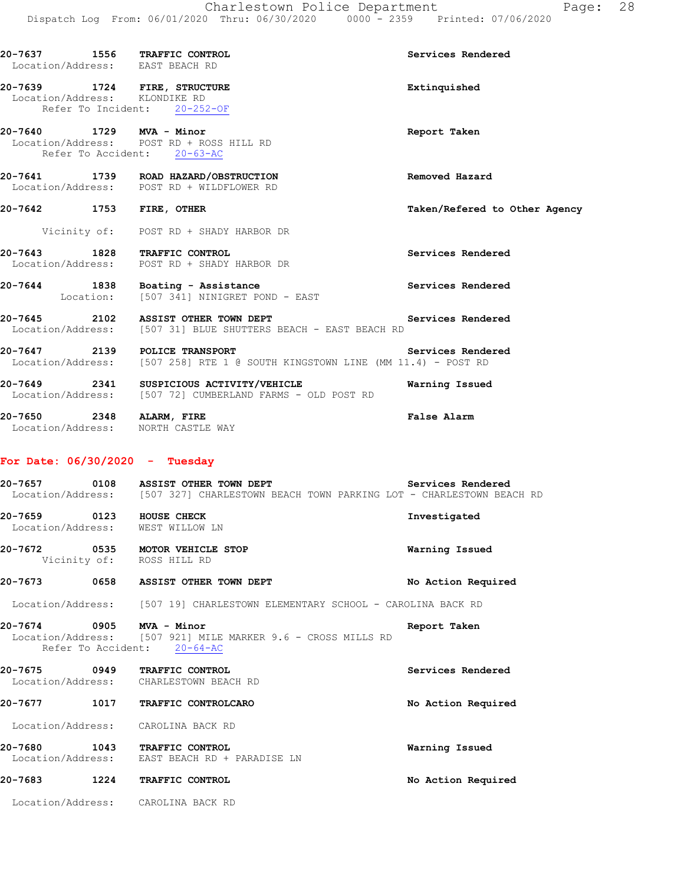20-7637 1556 **TRAFFIC CONTROL** **Services Rendered**
Location/Address: EAST BEACH RD

20-7639 1724 **FIRE, STRUCTURE** **Extinquished**
Location/Address: KLONDIKE RD
Refer To Incident: 20-252-OF

20-7640 1729 **MVA - Minor** **Report Taken**
Location/Address: POST RD + ROSS HILL RD
Refer To Accident: 20-63-AC

20-7641 1739 **ROAD HAZARD/OBSTRUCTION** **Removed Hazard**
Location/Address: POST RD + WILDFLOWER RD

20-7642 1753 **FIRE, OTHER** **Taken/Refered to Other Agency**
Vicinity of: POST RD + SHADY HARBOR DR

20-7643 1828 **TRAFFIC CONTROL** **Services Rendered**
Location/Address: POST RD + SHADY HARBOR DR

20-7644 1838 **Boating - Assistance** **Services Rendered**
Location: [507 341] NINIGRET POND - EAST

20-7645 2102 **ASSIST OTHER TOWN DEPT** **Services Rendered**
Location/Address: [507 31] BLUE SHUTTERS BEACH - EAST BEACH RD

20-7647 2139 **POLICE TRANSPORT** **Services Rendered**
Location/Address: [507 258] RTE 1 @ SOUTH KINGSTOWN LINE (MM 11.4) - POST RD

20-7649 2341 **SUSPICIOUS ACTIVITY/VEHICLE** **Warning Issued**
Location/Address: [507 72] CUMBERLAND FARMS - OLD POST RD

20-7650 2348 **ALARM, FIRE** **False Alarm**
Location/Address: NORTH CASTLE WAY

## For Date: 06/30/2020 - Tuesday

20-7657 0108 **ASSIST OTHER TOWN DEPT** **Services Rendered**
Location/Address: [507 327] CHARLESTOWN BEACH TOWN PARKING LOT - CHARLESTOWN BEACH RD

20-7659 0123 **HOUSE CHECK** **Investigated**
Location/Address: WEST WILLOW LN

20-7672 0535 **MOTOR VEHICLE STOP** **Warning Issued**
Vicinity of: ROSS HILL RD

20-7673 0658 **ASSIST OTHER TOWN DEPT** **No Action Required**
Location/Address: [507 19] CHARLESTOWN ELEMENTARY SCHOOL - CAROLINA BACK RD

20-7674 0905 **MVA - Minor** **Report Taken**
Location/Address: [507 921] MILE MARKER 9.6 - CROSS MILLS RD
Refer To Accident: 20-64-AC

20-7675 0949 **TRAFFIC CONTROL** **Services Rendered**
Location/Address: CHARLESTOWN BEACH RD

20-7677 1017 **TRAFFIC CONTROLCARO** **No Action Required**
Location/Address: CAROLINA BACK RD

20-7680 1043 **TRAFFIC CONTROL** **Warning Issued**
Location/Address: EAST BEACH RD + PARADISE LN

20-7683 1224 **TRAFFIC CONTROL** **No Action Required**
Location/Address: CAROLINA BACK RD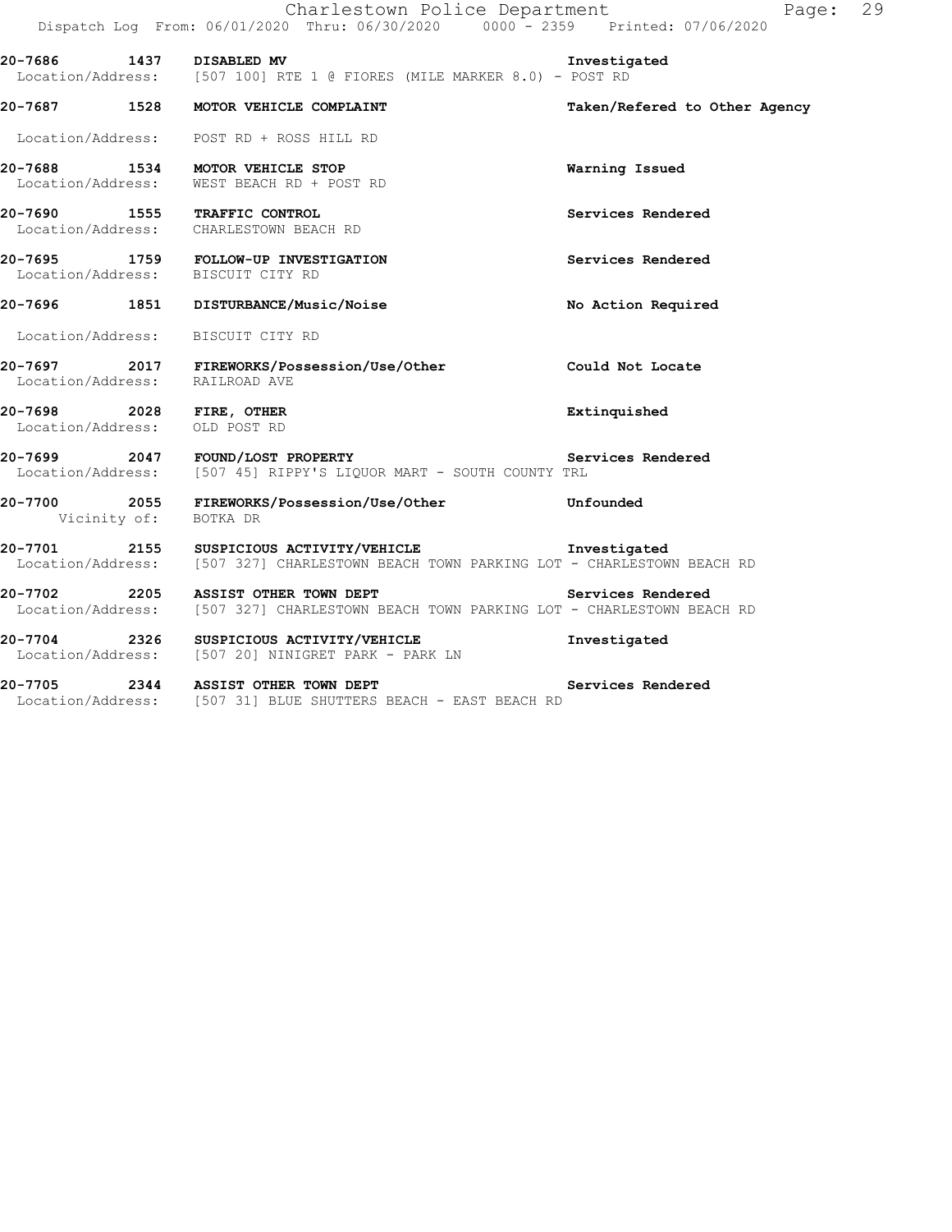**20-7686 1437 DISABLED MV** — **Investigated**
Location/Address: [507 100] RTE 1 @ FIORES (MILE MARKER 8.0) - POST RD

**20-7687 1528 MOTOR VEHICLE COMPLAINT** — **Taken/Refered to Other Agency**
Location/Address: POST RD + ROSS HILL RD

**20-7688 1534 MOTOR VEHICLE STOP** — **Warning Issued**
Location/Address: WEST BEACH RD + POST RD

**20-7690 1555 TRAFFIC CONTROL** — **Services Rendered**
Location/Address: CHARLESTOWN BEACH RD

**20-7695 1759 FOLLOW-UP INVESTIGATION** — **Services Rendered**
Location/Address: BISCUIT CITY RD

**20-7696 1851 DISTURBANCE/Music/Noise** — **No Action Required**
Location/Address: BISCUIT CITY RD

**20-7697 2017 FIREWORKS/Possession/Use/Other** — **Could Not Locate**
Location/Address: RAILROAD AVE

**20-7698 2028 FIRE, OTHER** — **Extinquished**
Location/Address: OLD POST RD

**20-7699 2047 FOUND/LOST PROPERTY** — **Services Rendered**
Location/Address: [507 45] RIPPY'S LIQUOR MART - SOUTH COUNTY TRL

**20-7700 2055 FIREWORKS/Possession/Use/Other** — **Unfounded**
Vicinity of: BOTKA DR

**20-7701 2155 SUSPICIOUS ACTIVITY/VEHICLE** — **Investigated**
Location/Address: [507 327] CHARLESTOWN BEACH TOWN PARKING LOT - CHARLESTOWN BEACH RD

**20-7702 2205 ASSIST OTHER TOWN DEPT** — **Services Rendered**
Location/Address: [507 327] CHARLESTOWN BEACH TOWN PARKING LOT - CHARLESTOWN BEACH RD

**20-7704 2326 SUSPICIOUS ACTIVITY/VEHICLE** — **Investigated**
Location/Address: [507 20] NINIGRET PARK - PARK LN

**20-7705 2344 ASSIST OTHER TOWN DEPT** — **Services Rendered**
Location/Address: [507 31] BLUE SHUTTERS BEACH - EAST BEACH RD